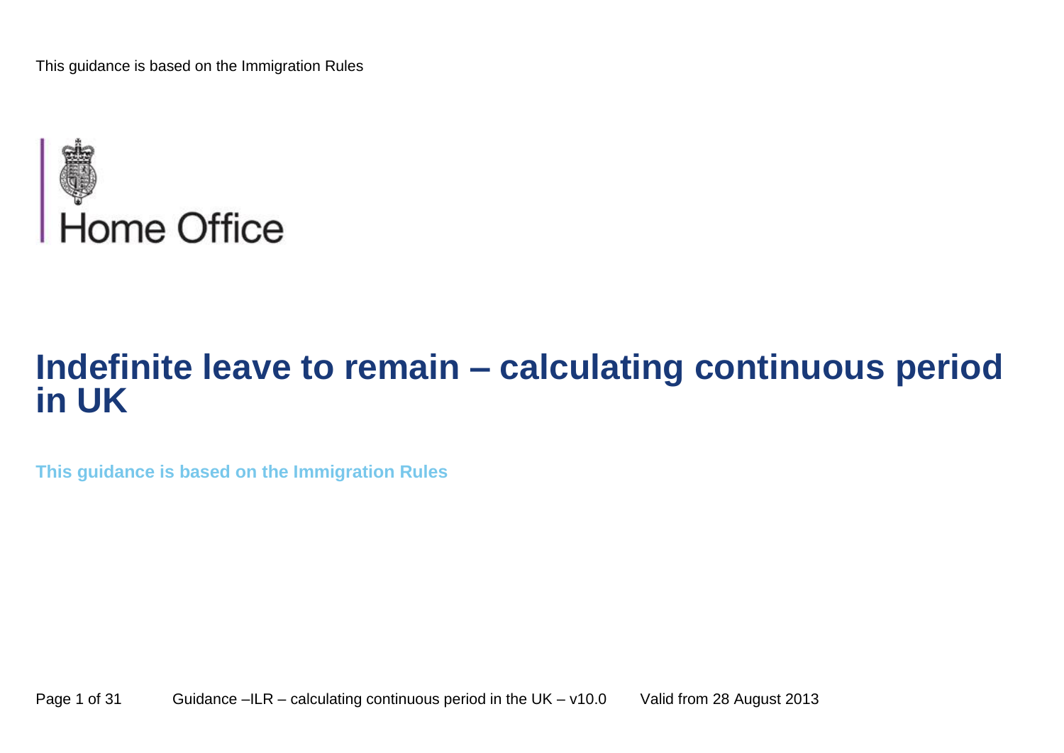This guidance is based on the Immigration Rules

Home Office

# Indefinite leave to remain – calculating continuous period in UK

**This guidance is based on the Immigration Rules**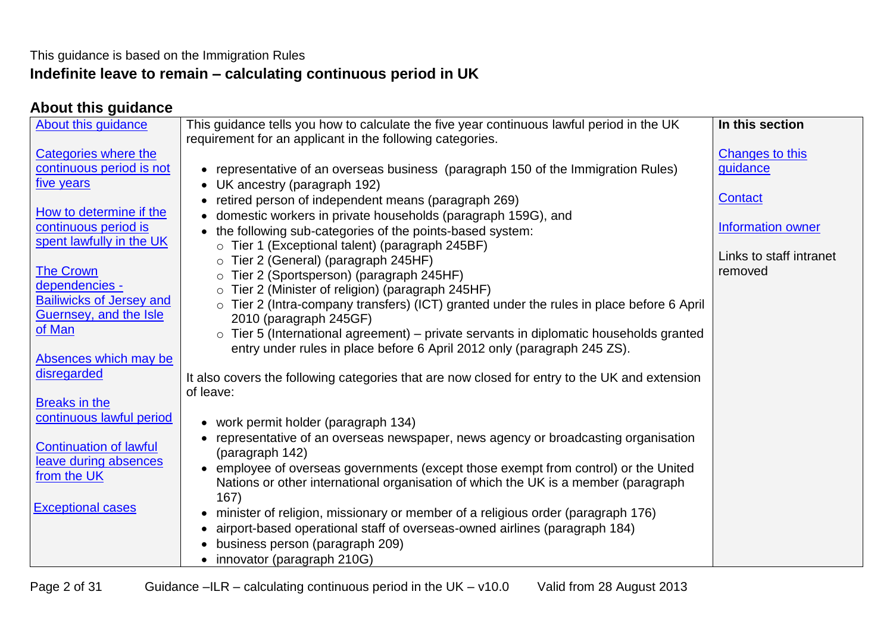This guidance is based on the Immigration Rules

# Indefinite leave to remain – calculating continuous period in UK

## About this guidance

| | | |
|---|---|---|
| About this guidance<br><br>Categories where the continuous period is not five years<br><br>How to determine if the continuous period is spent lawfully in the UK<br><br>The Crown dependencies - Bailiwicks of Jersey and Guernsey, and the Isle of Man<br><br>Absences which may be disregarded<br><br>Breaks in the continuous lawful period<br><br>Continuation of lawful leave during absences from the UK<br><br>Exceptional cases | This guidance tells you how to calculate the five year continuous lawful period in the UK requirement for an applicant in the following categories.<br><br>• representative of an overseas business (paragraph 150 of the Immigration Rules)<br>• UK ancestry (paragraph 192)<br>• retired person of independent means (paragraph 269)<br>• domestic workers in private households (paragraph 159G), and<br>• the following sub-categories of the points-based system:<br>  ○ Tier 1 (Exceptional talent) (paragraph 245BF)<br>  ○ Tier 2 (General) (paragraph 245HF)<br>  ○ Tier 2 (Sportsperson) (paragraph 245HF)<br>  ○ Tier 2 (Minister of religion) (paragraph 245HF)<br>  ○ Tier 2 (Intra-company transfers) (ICT) granted under the rules in place before 6 April 2010 (paragraph 245GF)<br>  ○ Tier 5 (International agreement) – private servants in diplomatic households granted entry under rules in place before 6 April 2012 only (paragraph 245 ZS).<br><br>It also covers the following categories that are now closed for entry to the UK and extension of leave:<br><br>• work permit holder (paragraph 134)<br>• representative of an overseas newspaper, news agency or broadcasting organisation (paragraph 142)<br>• employee of overseas governments (except those exempt from control) or the United Nations or other international organisation of which the UK is a member (paragraph 167)<br>• minister of religion, missionary or member of a religious order (paragraph 176)<br>• airport-based operational staff of overseas-owned airlines (paragraph 184)<br>• business person (paragraph 209)<br>• innovator (paragraph 210G) | **In this section**<br><br>Changes to this guidance<br><br>Contact<br><br>Information owner<br><br>Links to staff intranet removed |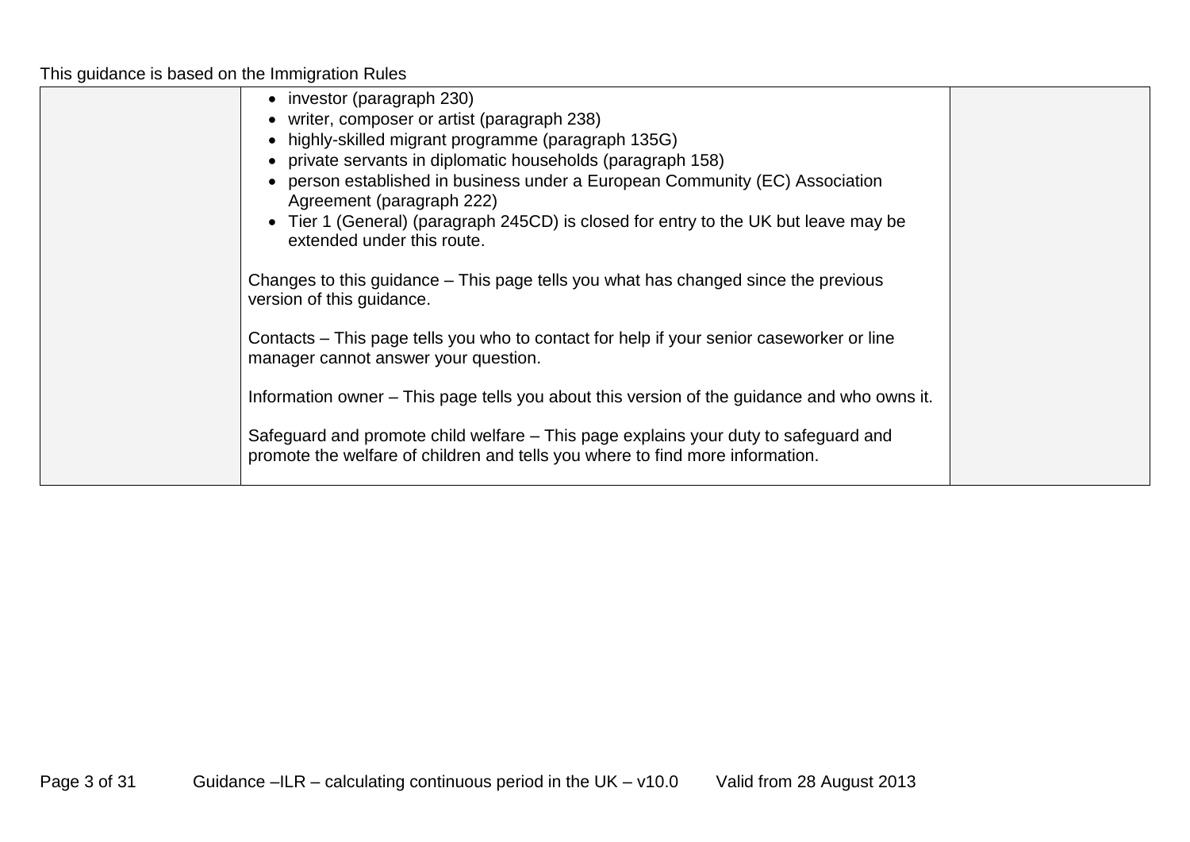This guidance is based on the Immigration Rules

| | | |
|---|---|---|
| | • investor (paragraph 230)<br>• writer, composer or artist (paragraph 238)<br>• highly-skilled migrant programme (paragraph 135G)<br>• private servants in diplomatic households (paragraph 158)<br>• person established in business under a European Community (EC) Association Agreement (paragraph 222)<br>• Tier 1 (General) (paragraph 245CD) is closed for entry to the UK but leave may be extended under this route.<br><br>Changes to this guidance – This page tells you what has changed since the previous version of this guidance.<br><br>Contacts – This page tells you who to contact for help if your senior caseworker or line manager cannot answer your question.<br><br>Information owner – This page tells you about this version of the guidance and who owns it.<br><br>Safeguard and promote child welfare – This page explains your duty to safeguard and promote the welfare of children and tells you where to find more information. | |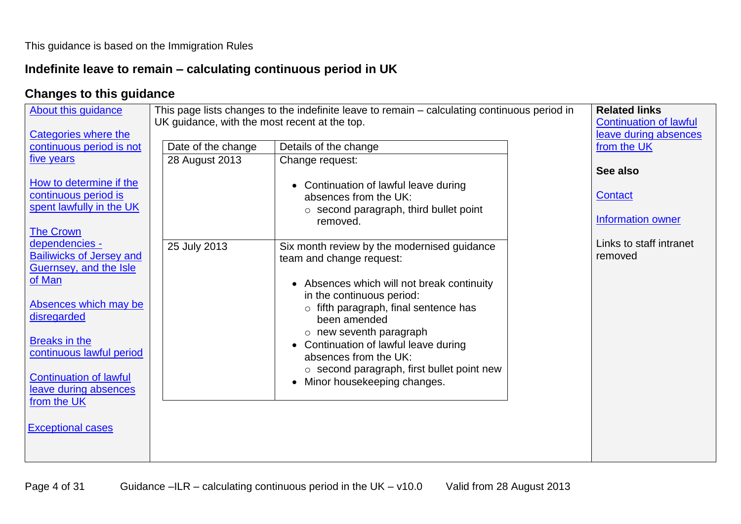This guidance is based on the Immigration Rules

## Indefinite leave to remain – calculating continuous period in UK

### Changes to this guidance

About this guidance

Categories where the continuous period is not five years

How to determine if the continuous period is spent lawfully in the UK

The Crown dependencies - Bailiwicks of Jersey and Guernsey, and the Isle of Man

Absences which may be disregarded

Breaks in the continuous lawful period

Continuation of lawful leave during absences from the UK

Exceptional cases

This page lists changes to the indefinite leave to remain – calculating continuous period in UK guidance, with the most recent at the top.

| Date of the change | Details of the change |
|---|---|
| 28 August 2013 | Change request:<br><br>• Continuation of lawful leave during absences from the UK:<br>  ○ second paragraph, third bullet point removed. |
| 25 July 2013 | Six month review by the modernised guidance team and change request:<br><br>• Absences which will not break continuity in the continuous period:<br>  ○ fifth paragraph, final sentence has been amended<br>  ○ new seventh paragraph<br>• Continuation of lawful leave during absences from the UK:<br>  ○ second paragraph, first bullet point new<br>• Minor housekeeping changes. |

**Related links**

Continuation of lawful leave during absences from the UK

**See also**

Contact

Information owner

Links to staff intranet removed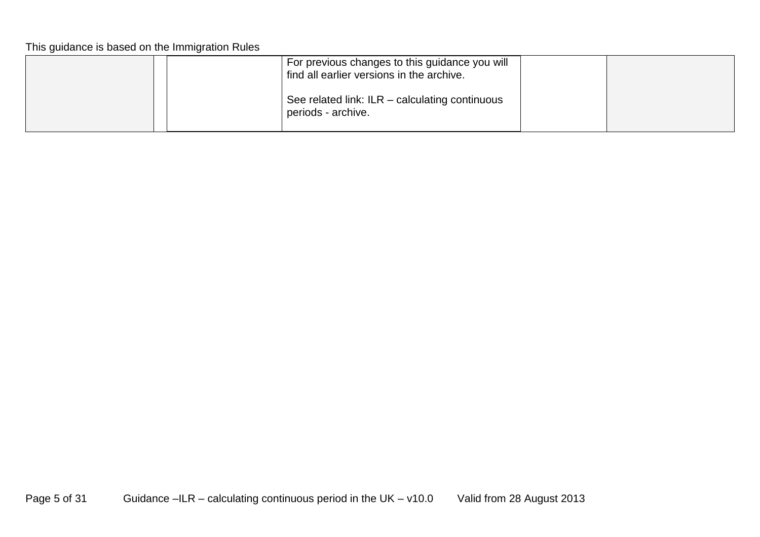This guidance is based on the Immigration Rules

| | | | | | |
|---|---|---|---|---|---|
| | | | For previous changes to this guidance you will find all earlier versions in the archive.<br><br>See related link: ILR – calculating continuous periods - archive. | | |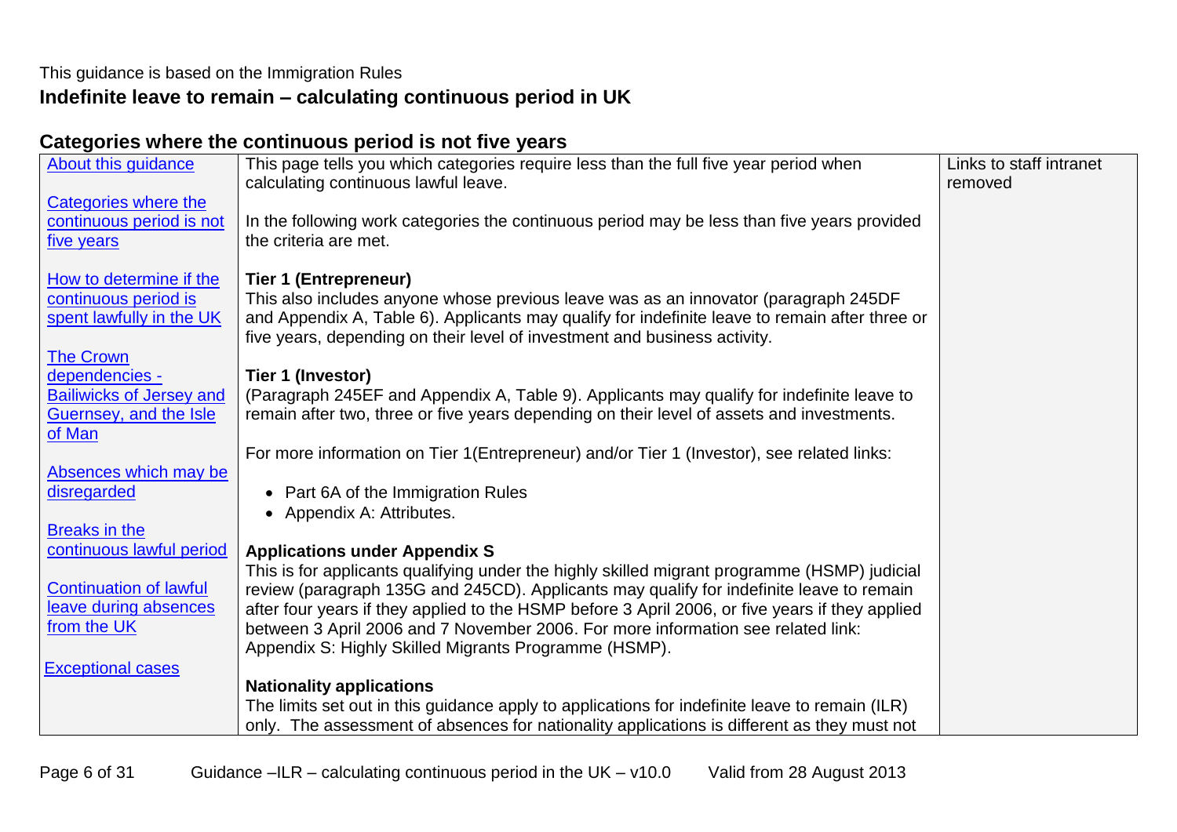This guidance is based on the Immigration Rules

# Indefinite leave to remain – calculating continuous period in UK

## Categories where the continuous period is not five years

| | | |
|---|---|---|
| About this guidance<br><br>Categories where the continuous period is not five years<br><br>How to determine if the continuous period is spent lawfully in the UK<br><br>The Crown dependencies - Bailiwicks of Jersey and Guernsey, and the Isle of Man<br><br>Absences which may be disregarded<br><br>Breaks in the continuous lawful period<br><br>Continuation of lawful leave during absences from the UK<br><br>Exceptional cases | This page tells you which categories require less than the full five year period when calculating continuous lawful leave.<br><br>In the following work categories the continuous period may be less than five years provided the criteria are met.<br><br>**Tier 1 (Entrepreneur)**<br>This also includes anyone whose previous leave was as an innovator (paragraph 245DF and Appendix A, Table 6). Applicants may qualify for indefinite leave to remain after three or five years, depending on their level of investment and business activity.<br><br>**Tier 1 (Investor)**<br>(Paragraph 245EF and Appendix A, Table 9). Applicants may qualify for indefinite leave to remain after two, three or five years depending on their level of assets and investments.<br><br>For more information on Tier 1(Entrepreneur) and/or Tier 1 (Investor), see related links:<br><br>• Part 6A of the Immigration Rules<br>• Appendix A: Attributes.<br><br>**Applications under Appendix S**<br>This is for applicants qualifying under the highly skilled migrant programme (HSMP) judicial review (paragraph 135G and 245CD). Applicants may qualify for indefinite leave to remain after four years if they applied to the HSMP before 3 April 2006, or five years if they applied between 3 April 2006 and 7 November 2006. For more information see related link: Appendix S: Highly Skilled Migrants Programme (HSMP).<br><br>**Nationality applications**<br>The limits set out in this guidance apply to applications for indefinite leave to remain (ILR) only. The assessment of absences for nationality applications is different as they must not | Links to staff intranet removed |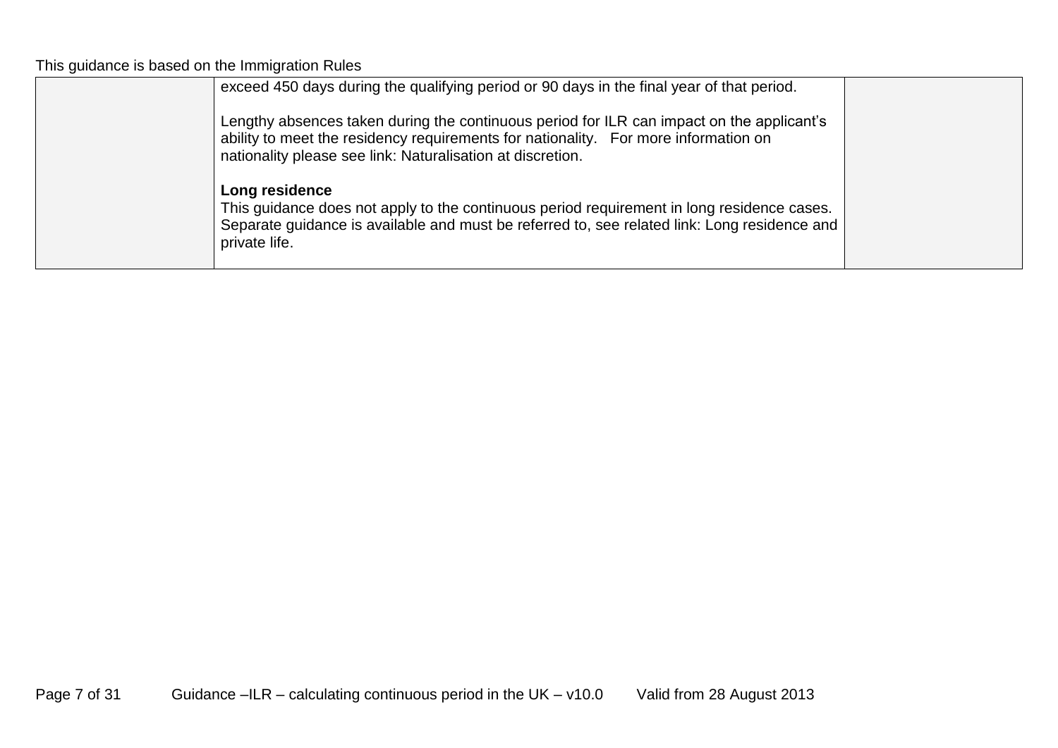| | | |
|---|---|---|
| | exceed 450 days during the qualifying period or 90 days in the final year of that period.<br><br>Lengthy absences taken during the continuous period for ILR can impact on the applicant's ability to meet the residency requirements for nationality. For more information on nationality please see link: Naturalisation at discretion.<br><br>**Long residence**<br>This guidance does not apply to the continuous period requirement in long residence cases. Separate guidance is available and must be referred to, see related link: Long residence and private life. | |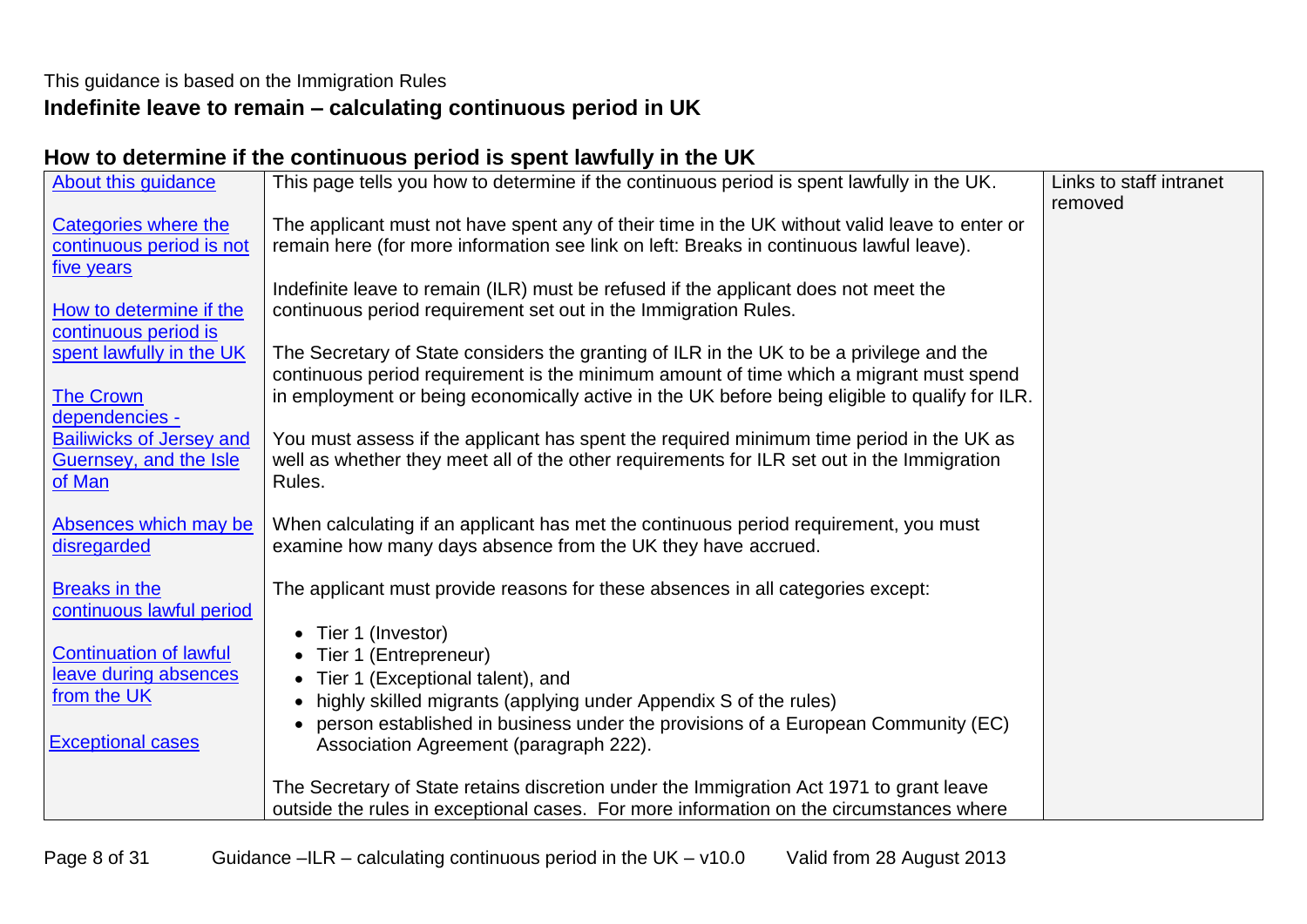This guidance is based on the Immigration Rules

# Indefinite leave to remain – calculating continuous period in UK

## How to determine if the continuous period is spent lawfully in the UK

| | | |
|---|---|---|
| About this guidance<br><br>Categories where the continuous period is not five years<br><br>How to determine if the continuous period is spent lawfully in the UK<br><br>The Crown dependencies - Bailiwicks of Jersey and Guernsey, and the Isle of Man<br><br>Absences which may be disregarded<br><br>Breaks in the continuous lawful period<br><br>Continuation of lawful leave during absences from the UK<br><br>Exceptional cases | This page tells you how to determine if the continuous period is spent lawfully in the UK.<br><br>The applicant must not have spent any of their time in the UK without valid leave to enter or remain here (for more information see link on left: Breaks in continuous lawful leave).<br><br>Indefinite leave to remain (ILR) must be refused if the applicant does not meet the continuous period requirement set out in the Immigration Rules.<br><br>The Secretary of State considers the granting of ILR in the UK to be a privilege and the continuous period requirement is the minimum amount of time which a migrant must spend in employment or being economically active in the UK before being eligible to qualify for ILR.<br><br>You must assess if the applicant has spent the required minimum time period in the UK as well as whether they meet all of the other requirements for ILR set out in the Immigration Rules.<br><br>When calculating if an applicant has met the continuous period requirement, you must examine how many days absence from the UK they have accrued.<br><br>The applicant must provide reasons for these absences in all categories except:<br><br>• Tier 1 (Investor)<br>• Tier 1 (Entrepreneur)<br>• Tier 1 (Exceptional talent), and<br>• highly skilled migrants (applying under Appendix S of the rules)<br>• person established in business under the provisions of a European Community (EC) Association Agreement (paragraph 222).<br><br>The Secretary of State retains discretion under the Immigration Act 1971 to grant leave outside the rules in exceptional cases. For more information on the circumstances where | Links to staff intranet removed |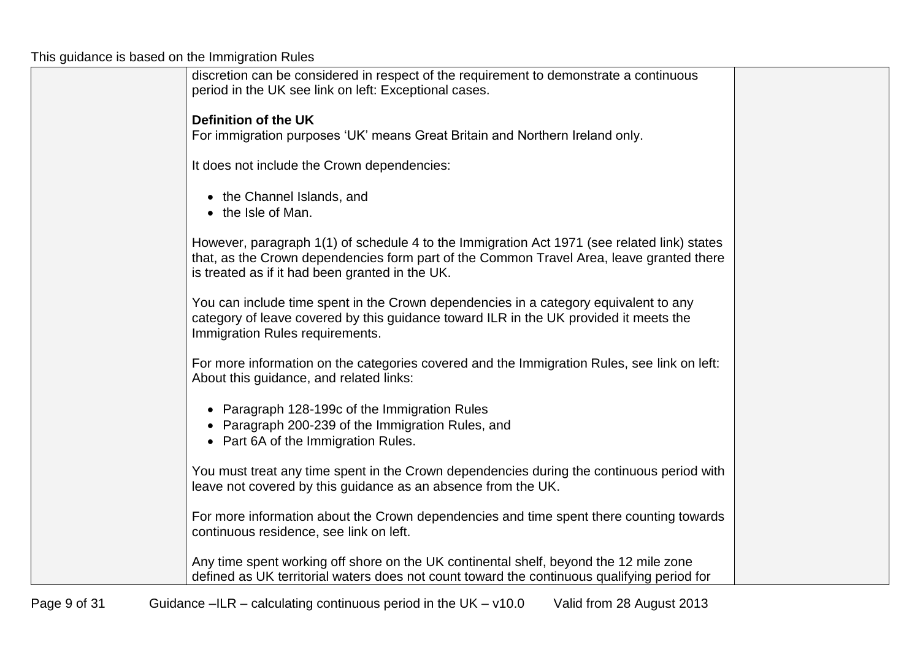discretion can be considered in respect of the requirement to demonstrate a continuous period in the UK see link on left: Exceptional cases.

**Definition of the UK**

For immigration purposes 'UK' means Great Britain and Northern Ireland only.

It does not include the Crown dependencies:

- the Channel Islands, and
- the Isle of Man.

However, paragraph 1(1) of schedule 4 to the Immigration Act 1971 (see related link) states that, as the Crown dependencies form part of the Common Travel Area, leave granted there is treated as if it had been granted in the UK.

You can include time spent in the Crown dependencies in a category equivalent to any category of leave covered by this guidance toward ILR in the UK provided it meets the Immigration Rules requirements.

For more information on the categories covered and the Immigration Rules, see link on left: About this guidance, and related links:

- Paragraph 128-199c of the Immigration Rules
- Paragraph 200-239 of the Immigration Rules, and
- Part 6A of the Immigration Rules.

You must treat any time spent in the Crown dependencies during the continuous period with leave not covered by this guidance as an absence from the UK.

For more information about the Crown dependencies and time spent there counting towards continuous residence, see link on left.

Any time spent working off shore on the UK continental shelf, beyond the 12 mile zone defined as UK territorial waters does not count toward the continuous qualifying period for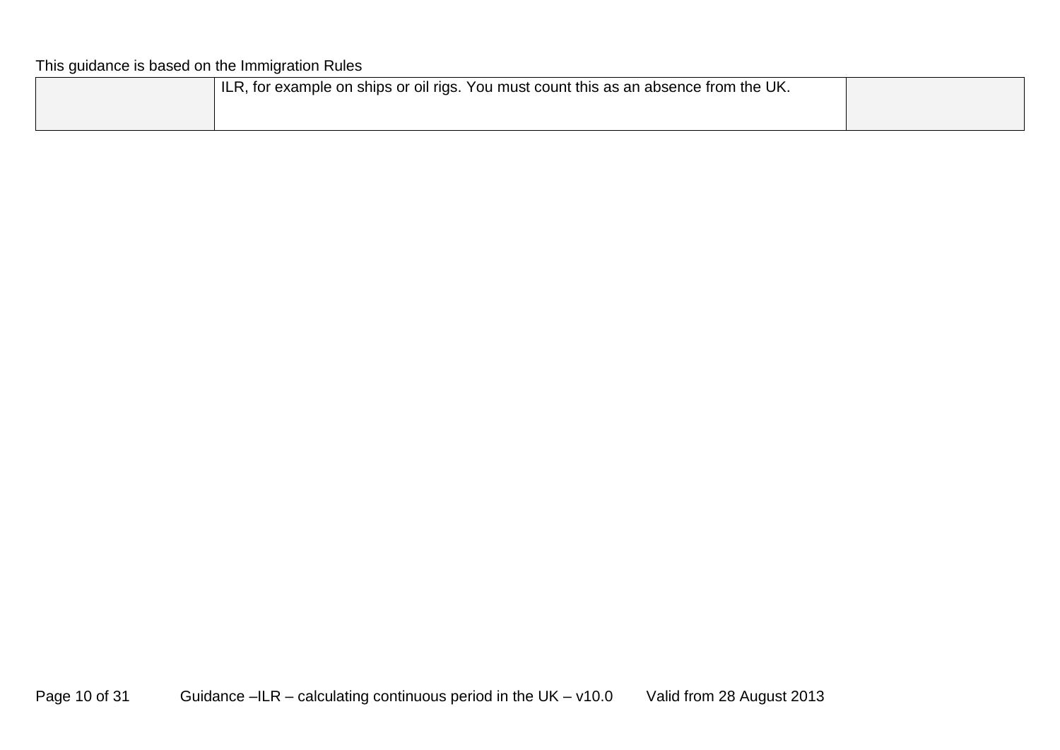| | | |
|---|---|---|
| | ILR, for example on ships or oil rigs. You must count this as an absence from the UK. | |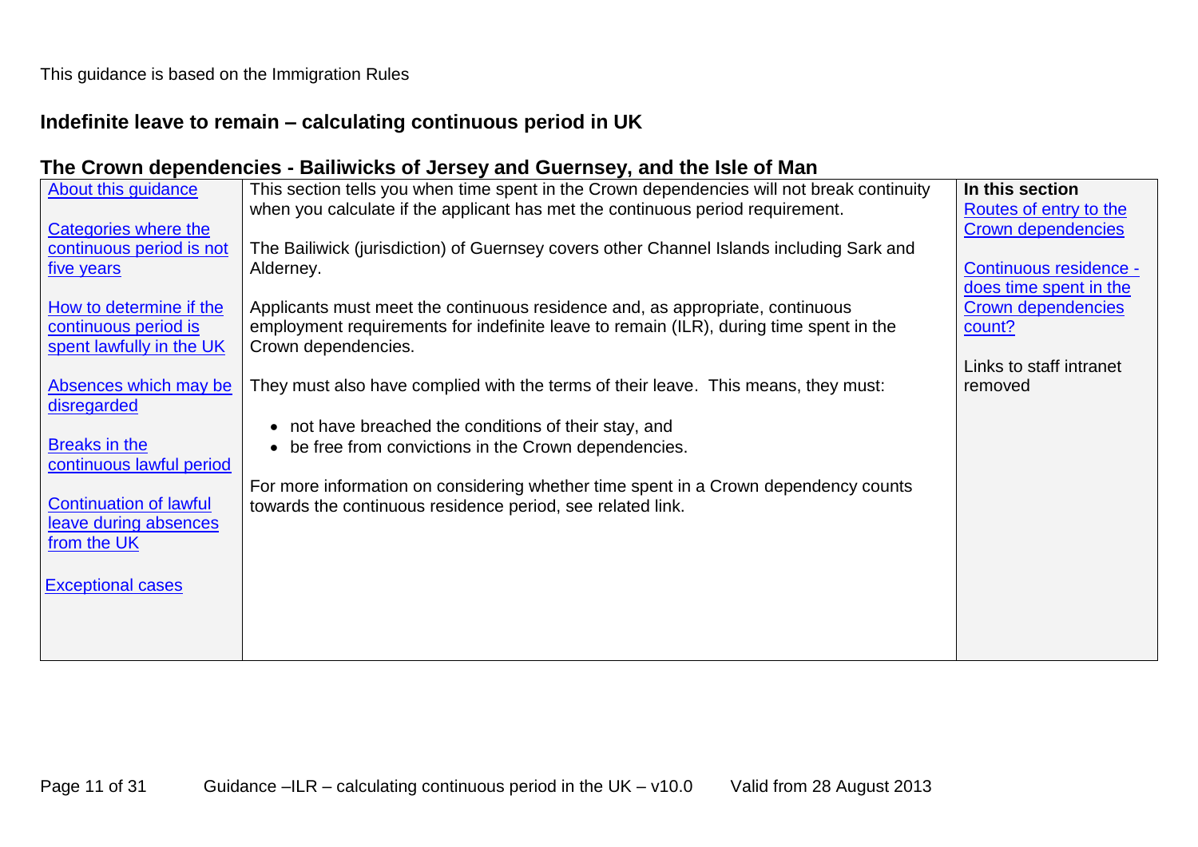This guidance is based on the Immigration Rules

## Indefinite leave to remain – calculating continuous period in UK

### The Crown dependencies - Bailiwicks of Jersey and Guernsey, and the Isle of Man

| | | |
|---|---|---|
| About this guidance<br><br>Categories where the continuous period is not five years<br><br>How to determine if the continuous period is spent lawfully in the UK<br><br>Absences which may be disregarded<br><br>Breaks in the continuous lawful period<br><br>Continuation of lawful leave during absences from the UK<br><br>Exceptional cases | This section tells you when time spent in the Crown dependencies will not break continuity when you calculate if the applicant has met the continuous period requirement.<br><br>The Bailiwick (jurisdiction) of Guernsey covers other Channel Islands including Sark and Alderney.<br><br>Applicants must meet the continuous residence and, as appropriate, continuous employment requirements for indefinite leave to remain (ILR), during time spent in the Crown dependencies.<br><br>They must also have complied with the terms of their leave. This means, they must:<br><br>• not have breached the conditions of their stay, and<br>• be free from convictions in the Crown dependencies.<br><br>For more information on considering whether time spent in a Crown dependency counts towards the continuous residence period, see related link. | **In this section**<br>Routes of entry to the Crown dependencies<br><br>Continuous residence - does time spent in the Crown dependencies count?<br><br>Links to staff intranet removed |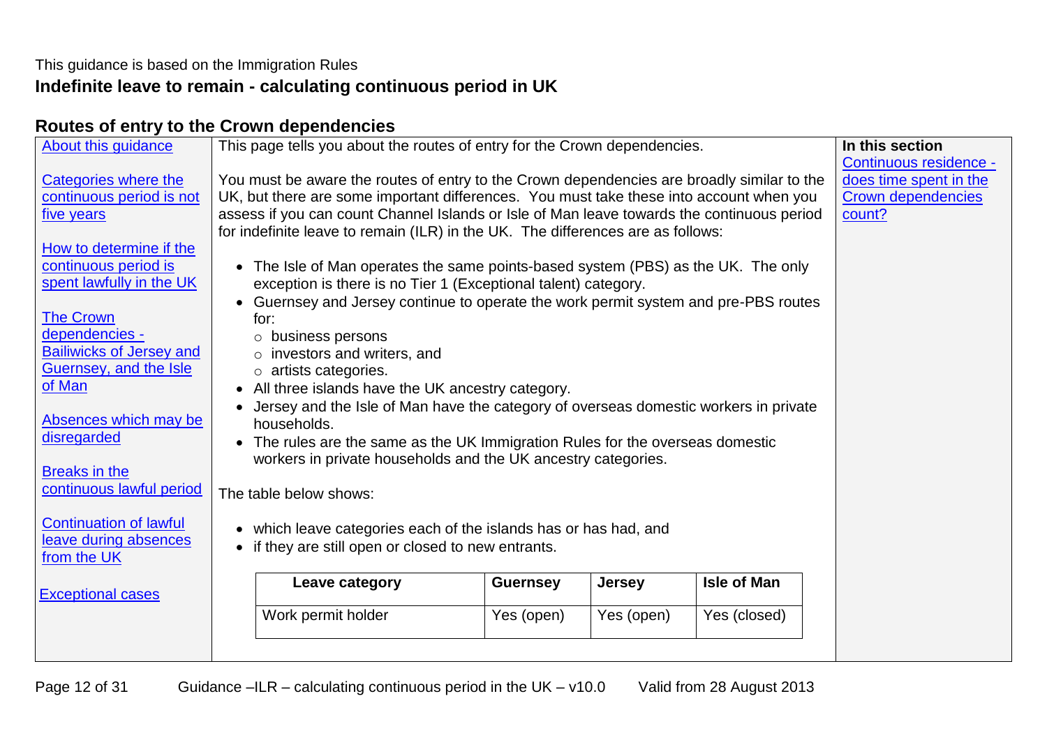This guidance is based on the Immigration Rules

**Indefinite leave to remain - calculating continuous period in UK**

## Routes of entry to the Crown dependencies

About this guidance

Categories where the continuous period is not five years

How to determine if the continuous period is spent lawfully in the UK

The Crown dependencies - Bailiwicks of Jersey and Guernsey, and the Isle of Man

Absences which may be disregarded

Breaks in the continuous lawful period

Continuation of lawful leave during absences from the UK

Exceptional cases

This page tells you about the routes of entry for the Crown dependencies.

You must be aware the routes of entry to the Crown dependencies are broadly similar to the UK, but there are some important differences. You must take these into account when you assess if you can count Channel Islands or Isle of Man leave towards the continuous period for indefinite leave to remain (ILR) in the UK. The differences are as follows:

- The Isle of Man operates the same points-based system (PBS) as the UK. The only exception is there is no Tier 1 (Exceptional talent) category.
- Guernsey and Jersey continue to operate the work permit system and pre-PBS routes for:
  - business persons
  - investors and writers, and
  - artists categories.
- All three islands have the UK ancestry category.
- Jersey and the Isle of Man have the category of overseas domestic workers in private households.
- The rules are the same as the UK Immigration Rules for the overseas domestic workers in private households and the UK ancestry categories.

The table below shows:

- which leave categories each of the islands has or has had, and
- if they are still open or closed to new entrants.

| Leave category | Guernsey | Jersey | Isle of Man |
| --- | --- | --- | --- |
| Work permit holder | Yes (open) | Yes (open) | Yes (closed) |

**In this section**

Continuous residence - does time spent in the Crown dependencies count?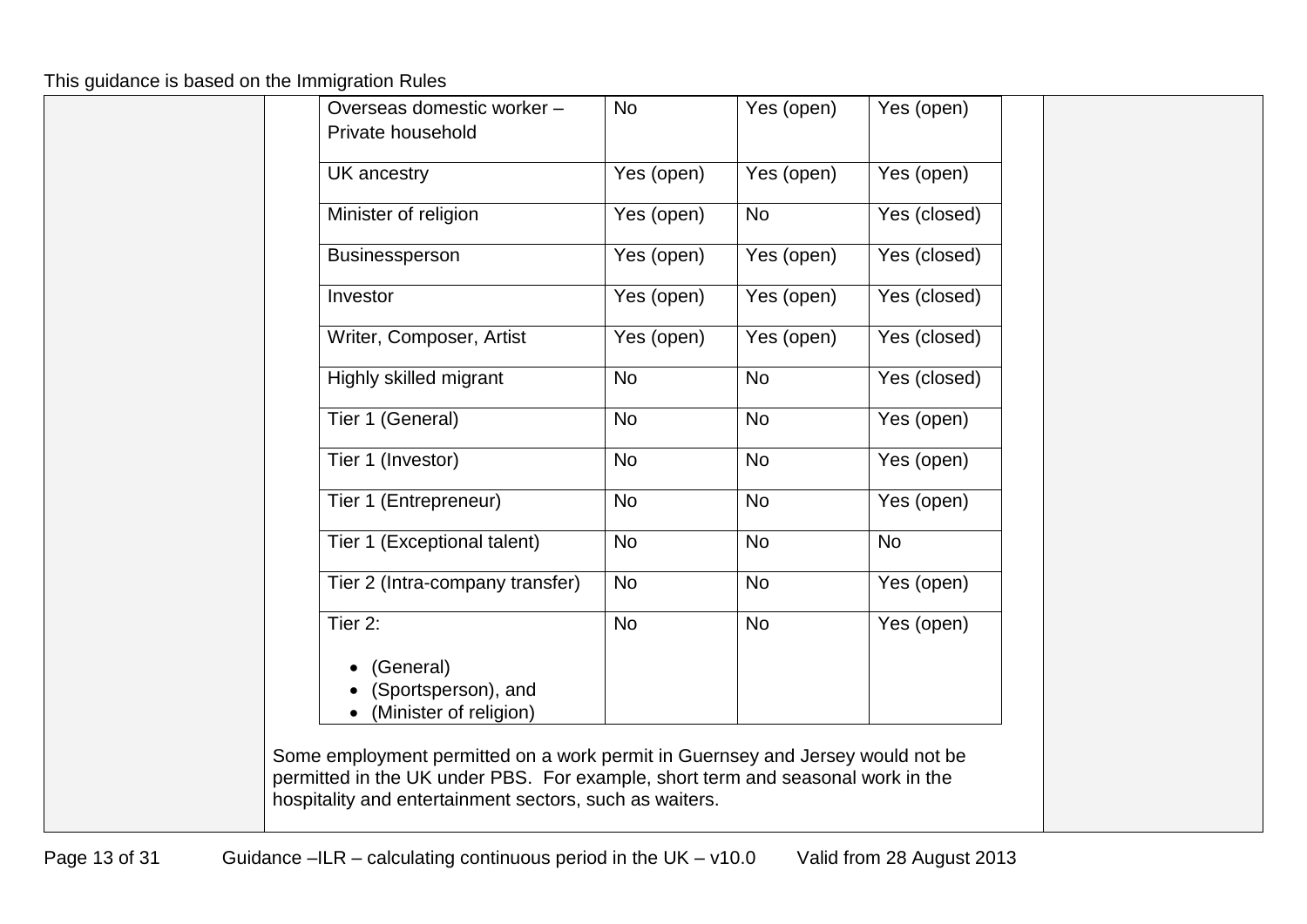This guidance is based on the Immigration Rules

| | | | |
|---|---|---|---|
| Overseas domestic worker – Private household | No | Yes (open) | Yes (open) |
| UK ancestry | Yes (open) | Yes (open) | Yes (open) |
| Minister of religion | Yes (open) | No | Yes (closed) |
| Businessperson | Yes (open) | Yes (open) | Yes (closed) |
| Investor | Yes (open) | Yes (open) | Yes (closed) |
| Writer, Composer, Artist | Yes (open) | Yes (open) | Yes (closed) |
| Highly skilled migrant | No | No | Yes (closed) |
| Tier 1 (General) | No | No | Yes (open) |
| Tier 1 (Investor) | No | No | Yes (open) |
| Tier 1 (Entrepreneur) | No | No | Yes (open) |
| Tier 1 (Exceptional talent) | No | No | No |
| Tier 2 (Intra-company transfer) | No | No | Yes (open) |
| Tier 2: <br>• (General) <br>• (Sportsperson), and <br>• (Minister of religion) | No | No | Yes (open) |

Some employment permitted on a work permit in Guernsey and Jersey would not be permitted in the UK under PBS. For example, short term and seasonal work in the hospitality and entertainment sectors, such as waiters.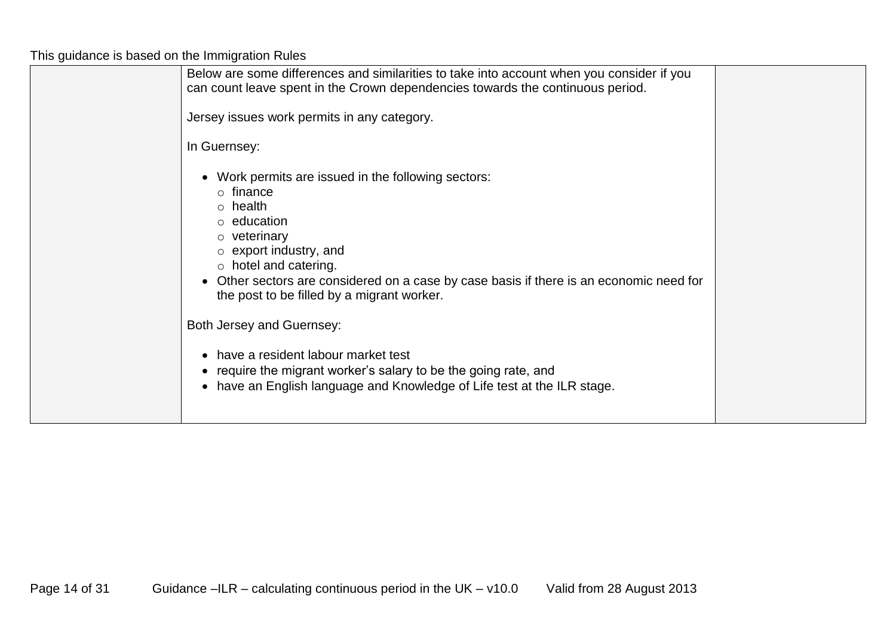This guidance is based on the Immigration Rules

Below are some differences and similarities to take into account when you consider if you can count leave spent in the Crown dependencies towards the continuous period.

Jersey issues work permits in any category.

In Guernsey:

- Work permits are issued in the following sectors:
  - finance
  - health
  - education
  - veterinary
  - export industry, and
  - hotel and catering.
- Other sectors are considered on a case by case basis if there is an economic need for the post to be filled by a migrant worker.

Both Jersey and Guernsey:

- have a resident labour market test
- require the migrant worker's salary to be the going rate, and
- have an English language and Knowledge of Life test at the ILR stage.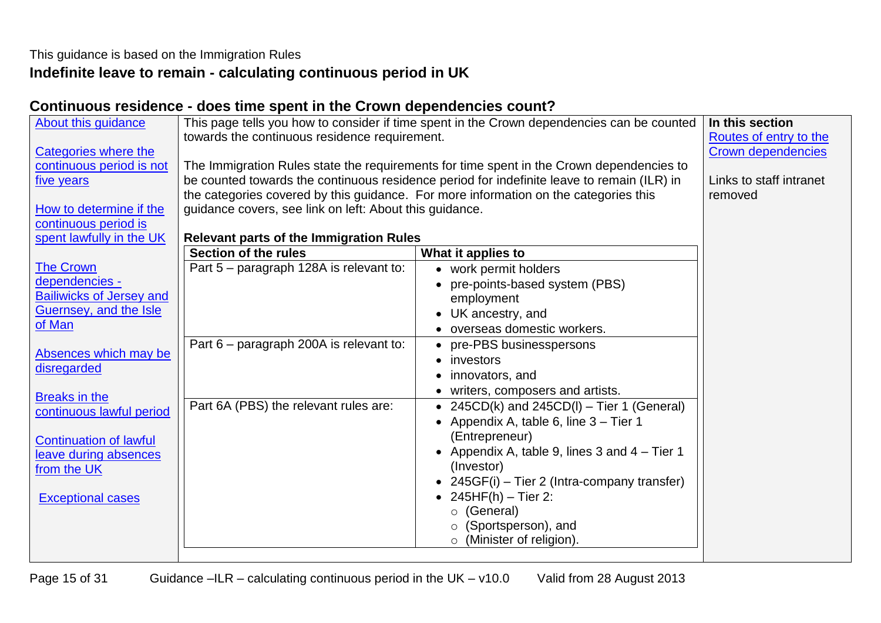This guidance is based on the Immigration Rules

## Indefinite leave to remain - calculating continuous period in UK

### Continuous residence - does time spent in the Crown dependencies count?

[About this guidance](#)

[Categories where the continuous period is not five years](#)

[How to determine if the continuous period is spent lawfully in the UK](#)

[The Crown dependencies - Bailiwicks of Jersey and Guernsey, and the Isle of Man](#)

[Absences which may be disregarded](#)

[Breaks in the continuous lawful period](#)

[Continuation of lawful leave during absences from the UK](#)

[Exceptional cases](#)

This page tells you how to consider if time spent in the Crown dependencies can be counted towards the continuous residence requirement.

The Immigration Rules state the requirements for time spent in the Crown dependencies to be counted towards the continuous residence period for indefinite leave to remain (ILR) in the categories covered by this guidance. For more information on the categories this guidance covers, see link on left: About this guidance.

**Relevant parts of the Immigration Rules**

| Section of the rules | What it applies to |
|---|---|
| Part 5 – paragraph 128A is relevant to: | • work permit holders<br>• pre-points-based system (PBS) employment<br>• UK ancestry, and<br>• overseas domestic workers. |
| Part 6 – paragraph 200A is relevant to: | • pre-PBS businesspersons<br>• investors<br>• innovators, and<br>• writers, composers and artists. |
| Part 6A (PBS) the relevant rules are: | • 245CD(k) and 245CD(l) – Tier 1 (General)<br>• Appendix A, table 6, line 3 – Tier 1 (Entrepreneur)<br>• Appendix A, table 9, lines 3 and 4 – Tier 1 (Investor)<br>• 245GF(i) – Tier 2 (Intra-company transfer)<br>• 245HF(h) – Tier 2:<br>  ○ (General)<br>  ○ (Sportsperson), and<br>  ○ (Minister of religion). |

**In this section**

[Routes of entry to the Crown dependencies](#)

Links to staff intranet removed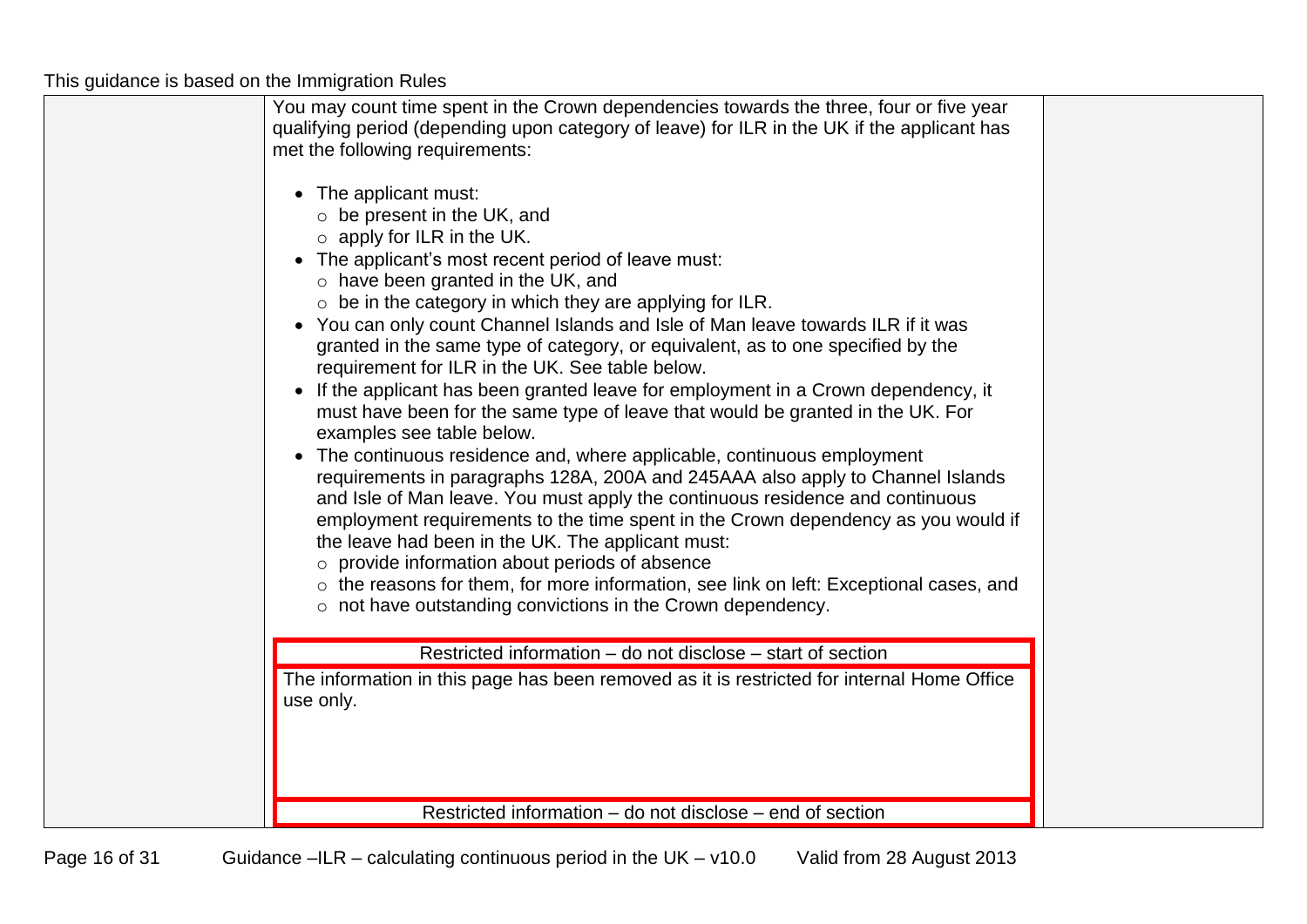You may count time spent in the Crown dependencies towards the three, four or five year qualifying period (depending upon category of leave) for ILR in the UK if the applicant has met the following requirements:

- The applicant must:
  - be present in the UK, and
  - apply for ILR in the UK.
- The applicant's most recent period of leave must:
  - have been granted in the UK, and
  - be in the category in which they are applying for ILR.
- You can only count Channel Islands and Isle of Man leave towards ILR if it was granted in the same type of category, or equivalent, as to one specified by the requirement for ILR in the UK. See table below.
- If the applicant has been granted leave for employment in a Crown dependency, it must have been for the same type of leave that would be granted in the UK. For examples see table below.
- The continuous residence and, where applicable, continuous employment requirements in paragraphs 128A, 200A and 245AAA also apply to Channel Islands and Isle of Man leave. You must apply the continuous residence and continuous employment requirements to the time spent in the Crown dependency as you would if the leave had been in the UK. The applicant must:
  - provide information about periods of absence
  - the reasons for them, for more information, see link on left: Exceptional cases, and
  - not have outstanding convictions in the Crown dependency.

Restricted information – do not disclose – start of section

The information in this page has been removed as it is restricted for internal Home Office use only.

Restricted information – do not disclose – end of section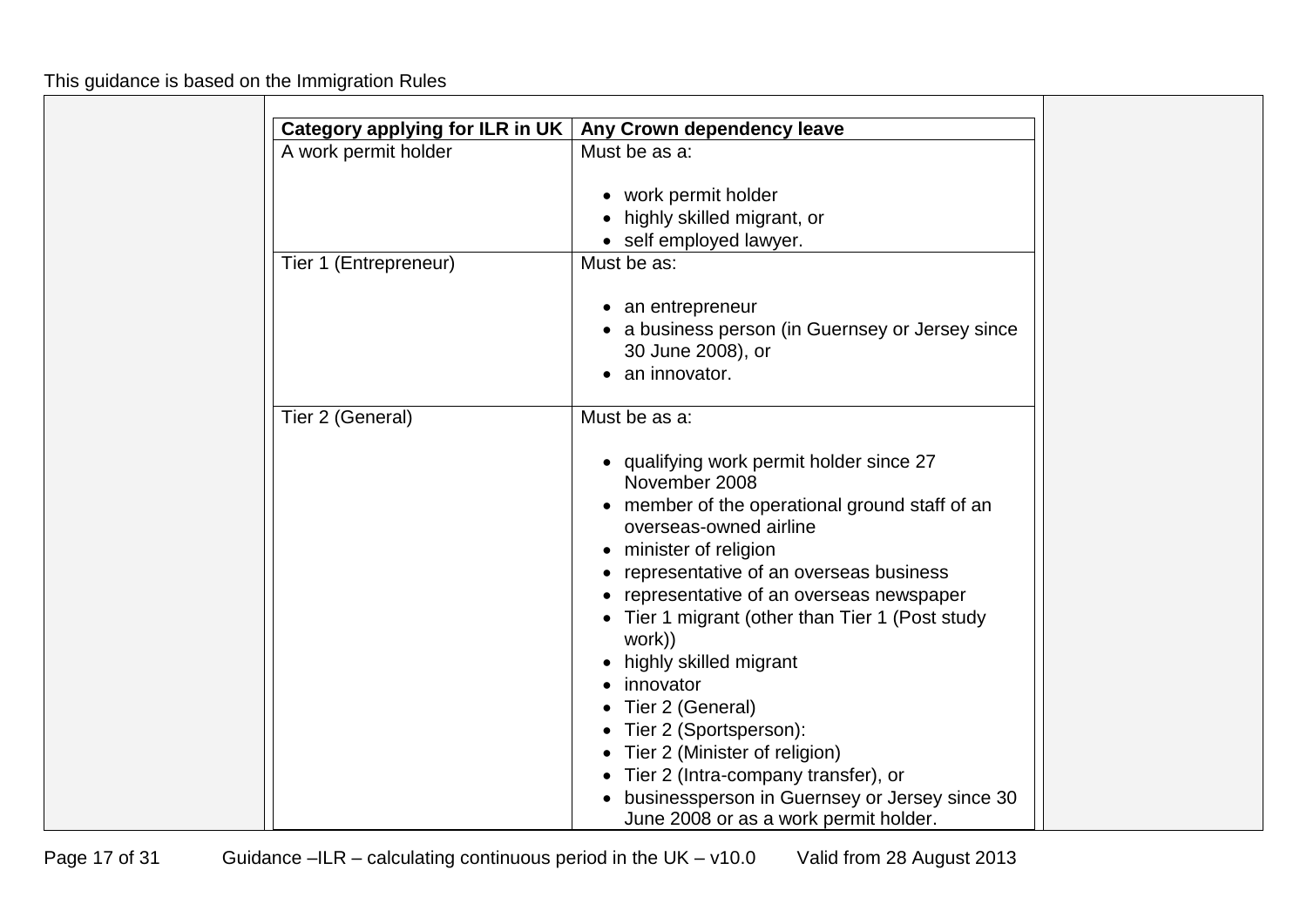| Category applying for ILR in UK | Any Crown dependency leave |
| --- | --- |
| A work permit holder | Must be as a:<br><br>• work permit holder<br>• highly skilled migrant, or<br>• self employed lawyer. |
| Tier 1 (Entrepreneur) | Must be as:<br><br>• an entrepreneur<br>• a business person (in Guernsey or Jersey since 30 June 2008), or<br>• an innovator. |
| Tier 2 (General) | Must be as a:<br><br>• qualifying work permit holder since 27 November 2008<br>• member of the operational ground staff of an overseas-owned airline<br>• minister of religion<br>• representative of an overseas business<br>• representative of an overseas newspaper<br>• Tier 1 migrant (other than Tier 1 (Post study work))<br>• highly skilled migrant<br>• innovator<br>• Tier 2 (General)<br>• Tier 2 (Sportsperson):<br>• Tier 2 (Minister of religion)<br>• Tier 2 (Intra-company transfer), or<br>• businessperson in Guernsey or Jersey since 30 June 2008 or as a work permit holder. |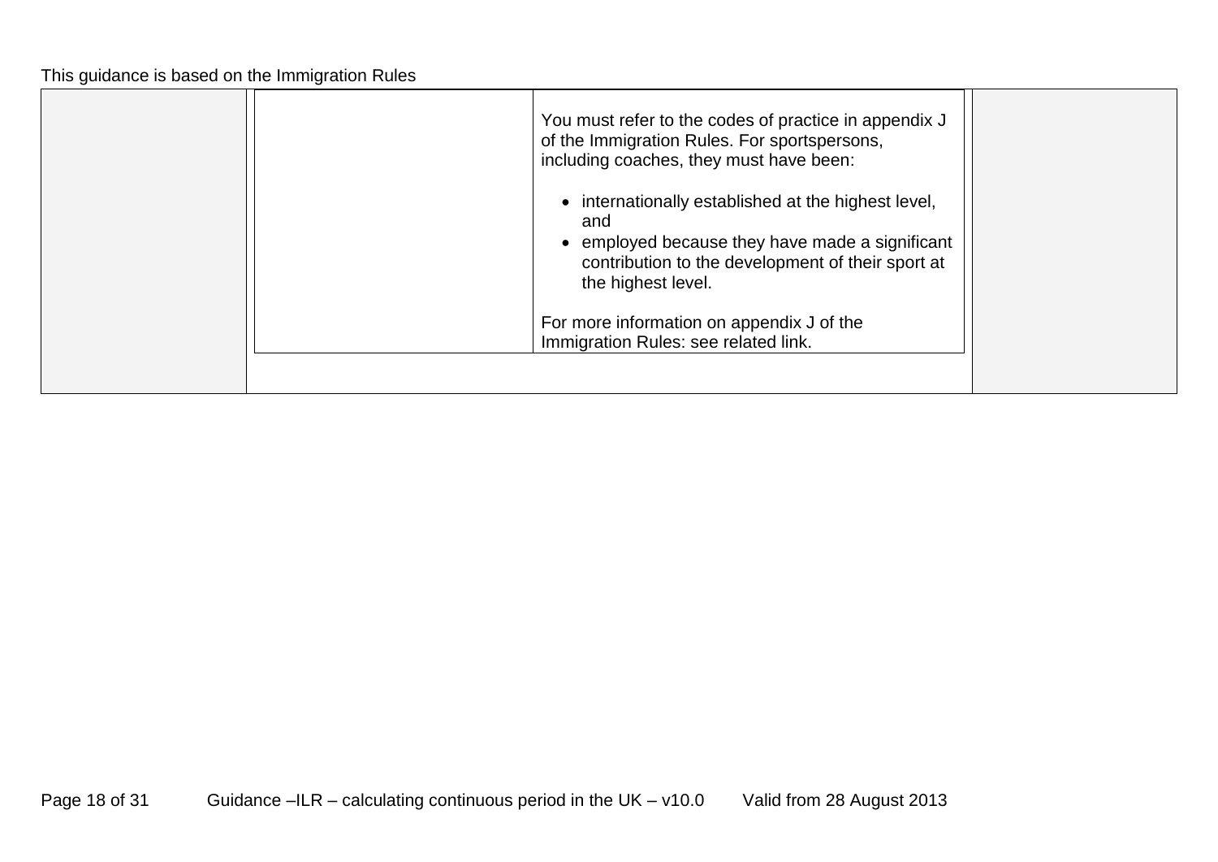This guidance is based on the Immigration Rules

You must refer to the codes of practice in appendix J of the Immigration Rules. For sportspersons, including coaches, they must have been:

- internationally established at the highest level, and
- employed because they have made a significant contribution to the development of their sport at the highest level.

For more information on appendix J of the Immigration Rules: see related link.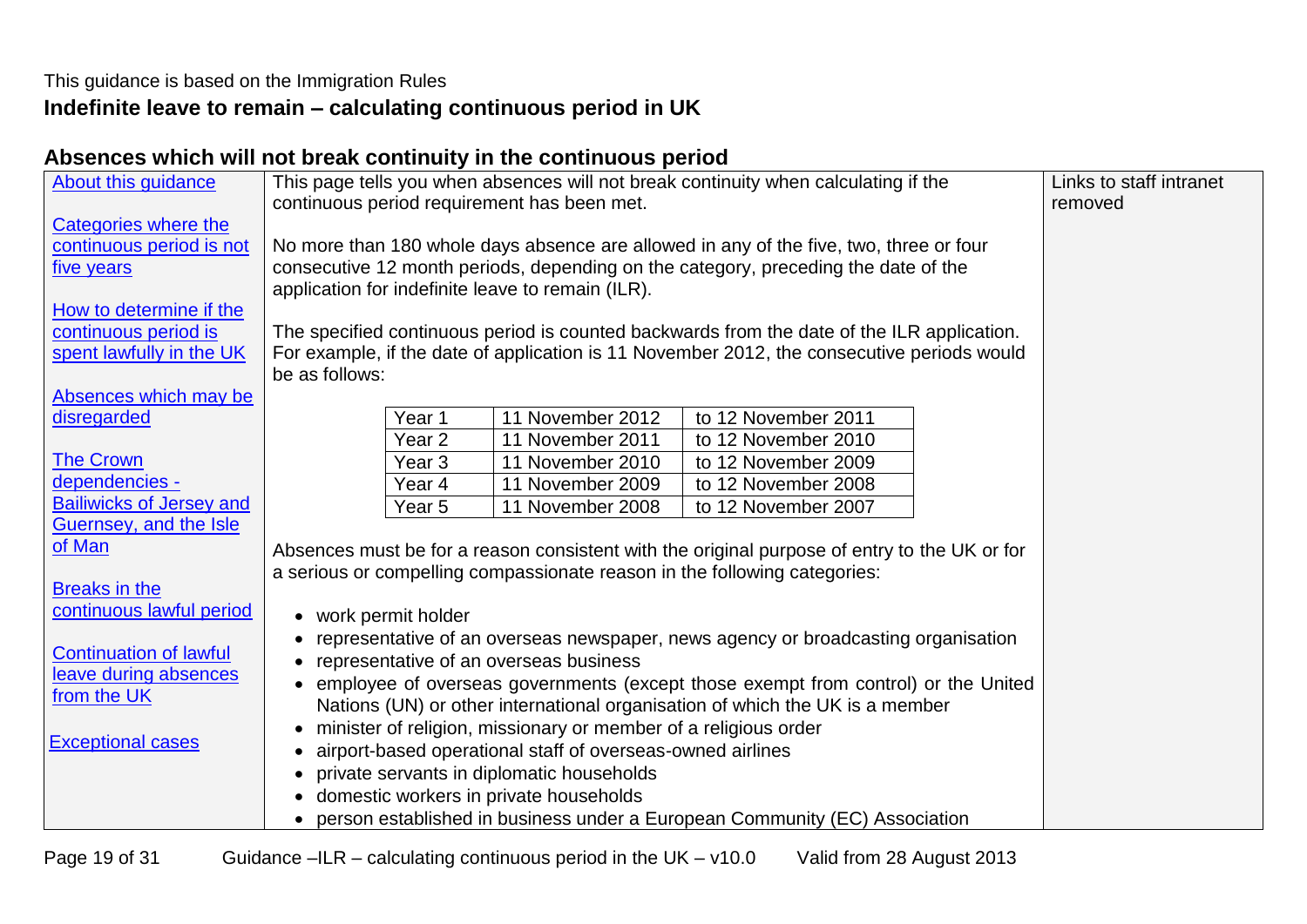This guidance is based on the Immigration Rules

## Indefinite leave to remain – calculating continuous period in UK

### Absences which will not break continuity in the continuous period

About this guidance

Categories where the continuous period is not five years

How to determine if the continuous period is spent lawfully in the UK

Absences which may be disregarded

The Crown dependencies - Bailiwicks of Jersey and Guernsey, and the Isle of Man

Breaks in the continuous lawful period

Continuation of lawful leave during absences from the UK

Exceptional cases

This page tells you when absences will not break continuity when calculating if the continuous period requirement has been met.

No more than 180 whole days absence are allowed in any of the five, two, three or four consecutive 12 month periods, depending on the category, preceding the date of the application for indefinite leave to remain (ILR).

The specified continuous period is counted backwards from the date of the ILR application. For example, if the date of application is 11 November 2012, the consecutive periods would be as follows:

| | | |
|---|---|---|
| Year 1 | 11 November 2012 | to 12 November 2011 |
| Year 2 | 11 November 2011 | to 12 November 2010 |
| Year 3 | 11 November 2010 | to 12 November 2009 |
| Year 4 | 11 November 2009 | to 12 November 2008 |
| Year 5 | 11 November 2008 | to 12 November 2007 |

Absences must be for a reason consistent with the original purpose of entry to the UK or for a serious or compelling compassionate reason in the following categories:

- work permit holder
- representative of an overseas newspaper, news agency or broadcasting organisation
- representative of an overseas business
- employee of overseas governments (except those exempt from control) or the United Nations (UN) or other international organisation of which the UK is a member
- minister of religion, missionary or member of a religious order
- airport-based operational staff of overseas-owned airlines
- private servants in diplomatic households
- domestic workers in private households
- person established in business under a European Community (EC) Association

Links to staff intranet removed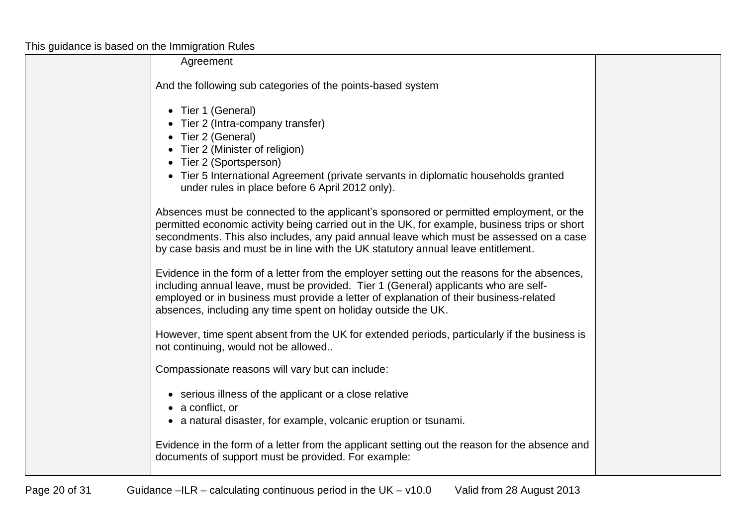|  | Agreement<br><br>And the following sub categories of the points-based system<br><br>• Tier 1 (General)<br>• Tier 2 (Intra-company transfer)<br>• Tier 2 (General)<br>• Tier 2 (Minister of religion)<br>• Tier 2 (Sportsperson)<br>• Tier 5 International Agreement (private servants in diplomatic households granted under rules in place before 6 April 2012 only).<br><br>Absences must be connected to the applicant's sponsored or permitted employment, or the permitted economic activity being carried out in the UK, for example, business trips or short secondments. This also includes, any paid annual leave which must be assessed on a case by case basis and must be in line with the UK statutory annual leave entitlement.<br><br>Evidence in the form of a letter from the employer setting out the reasons for the absences, including annual leave, must be provided. Tier 1 (General) applicants who are self-employed or in business must provide a letter of explanation of their business-related absences, including any time spent on holiday outside the UK.<br><br>However, time spent absent from the UK for extended periods, particularly if the business is not continuing, would not be allowed..<br><br>Compassionate reasons will vary but can include:<br><br>• serious illness of the applicant or a close relative<br>• a conflict, or<br>• a natural disaster, for example, volcanic eruption or tsunami.<br><br>Evidence in the form of a letter from the applicant setting out the reason for the absence and documents of support must be provided. For example: |  |
|---|---|---|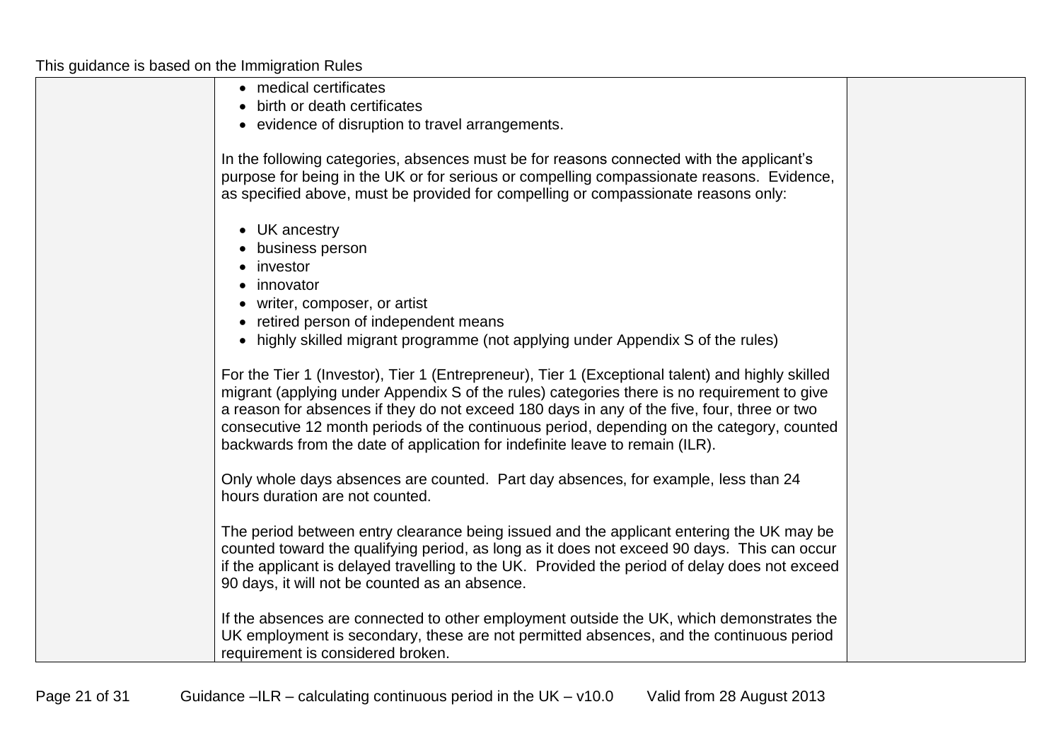- medical certificates
- birth or death certificates
- evidence of disruption to travel arrangements.

In the following categories, absences must be for reasons connected with the applicant's purpose for being in the UK or for serious or compelling compassionate reasons. Evidence, as specified above, must be provided for compelling or compassionate reasons only:

- UK ancestry
- business person
- investor
- innovator
- writer, composer, or artist
- retired person of independent means
- highly skilled migrant programme (not applying under Appendix S of the rules)

For the Tier 1 (Investor), Tier 1 (Entrepreneur), Tier 1 (Exceptional talent) and highly skilled migrant (applying under Appendix S of the rules) categories there is no requirement to give a reason for absences if they do not exceed 180 days in any of the five, four, three or two consecutive 12 month periods of the continuous period, depending on the category, counted backwards from the date of application for indefinite leave to remain (ILR).

Only whole days absences are counted. Part day absences, for example, less than 24 hours duration are not counted.

The period between entry clearance being issued and the applicant entering the UK may be counted toward the qualifying period, as long as it does not exceed 90 days. This can occur if the applicant is delayed travelling to the UK. Provided the period of delay does not exceed 90 days, it will not be counted as an absence.

If the absences are connected to other employment outside the UK, which demonstrates the UK employment is secondary, these are not permitted absences, and the continuous period requirement is considered broken.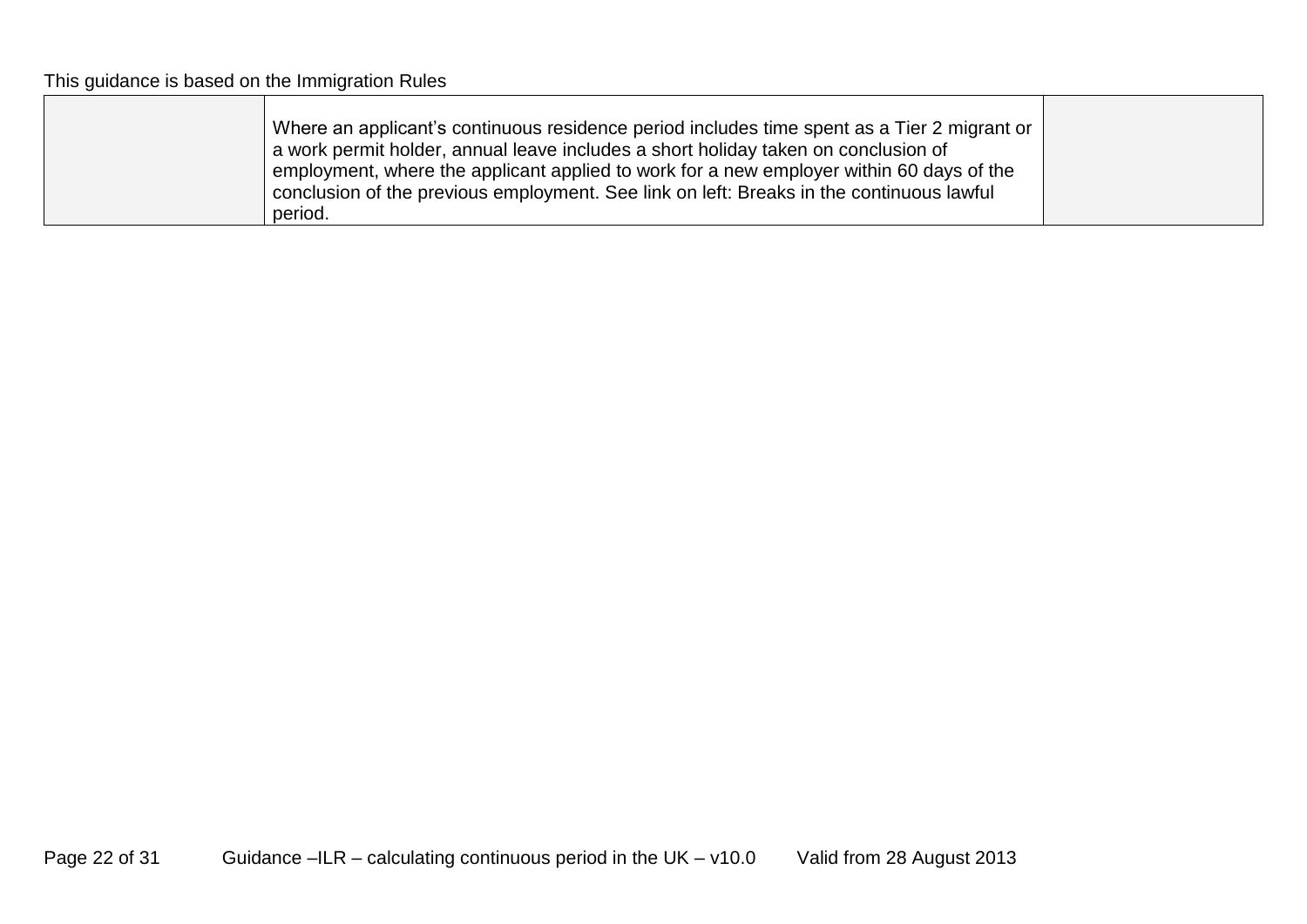| | | |
|---|---|---|
| | Where an applicant's continuous residence period includes time spent as a Tier 2 migrant or a work permit holder, annual leave includes a short holiday taken on conclusion of employment, where the applicant applied to work for a new employer within 60 days of the conclusion of the previous employment. See link on left: Breaks in the continuous lawful period. | |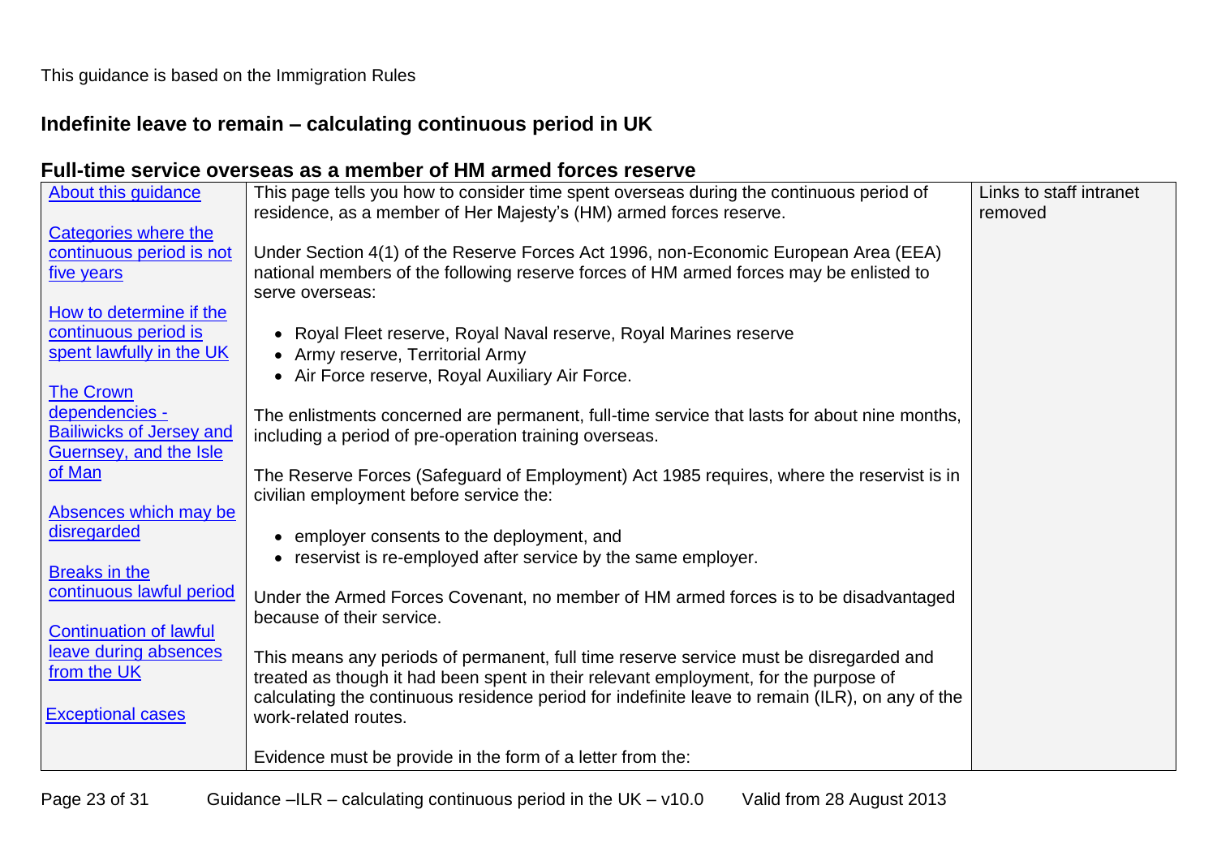This guidance is based on the Immigration Rules

## Indefinite leave to remain – calculating continuous period in UK

### Full-time service overseas as a member of HM armed forces reserve

| | | |
|---|---|---|
| About this guidance<br><br>Categories where the continuous period is not five years<br><br>How to determine if the continuous period is spent lawfully in the UK<br><br>The Crown dependencies - Bailiwicks of Jersey and Guernsey, and the Isle of Man<br><br>Absences which may be disregarded<br><br>Breaks in the continuous lawful period<br><br>Continuation of lawful leave during absences from the UK<br><br>Exceptional cases | This page tells you how to consider time spent overseas during the continuous period of residence, as a member of Her Majesty's (HM) armed forces reserve.<br><br>Under Section 4(1) of the Reserve Forces Act 1996, non-Economic European Area (EEA) national members of the following reserve forces of HM armed forces may be enlisted to serve overseas:<br><br>• Royal Fleet reserve, Royal Naval reserve, Royal Marines reserve<br>• Army reserve, Territorial Army<br>• Air Force reserve, Royal Auxiliary Air Force.<br><br>The enlistments concerned are permanent, full-time service that lasts for about nine months, including a period of pre-operation training overseas.<br><br>The Reserve Forces (Safeguard of Employment) Act 1985 requires, where the reservist is in civilian employment before service the:<br><br>• employer consents to the deployment, and<br>• reservist is re-employed after service by the same employer.<br><br>Under the Armed Forces Covenant, no member of HM armed forces is to be disadvantaged because of their service.<br><br>This means any periods of permanent, full time reserve service must be disregarded and treated as though it had been spent in their relevant employment, for the purpose of calculating the continuous residence period for indefinite leave to remain (ILR), on any of the work-related routes.<br><br>Evidence must be provide in the form of a letter from the: | Links to staff intranet removed |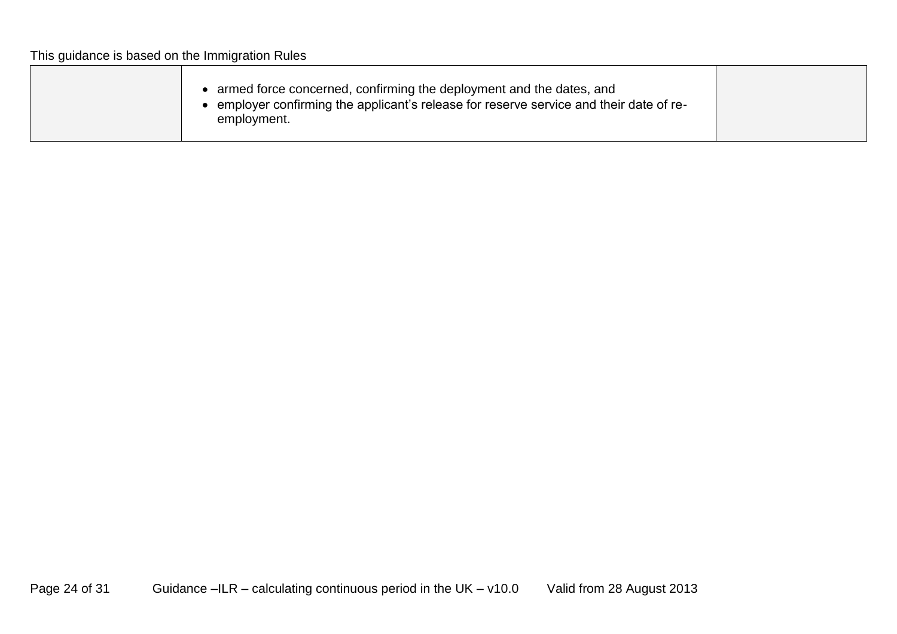|  |  |  |
|---|---|---|
|  | • armed force concerned, confirming the deployment and the dates, and<br>• employer confirming the applicant's release for reserve service and their date of re-employment. |  |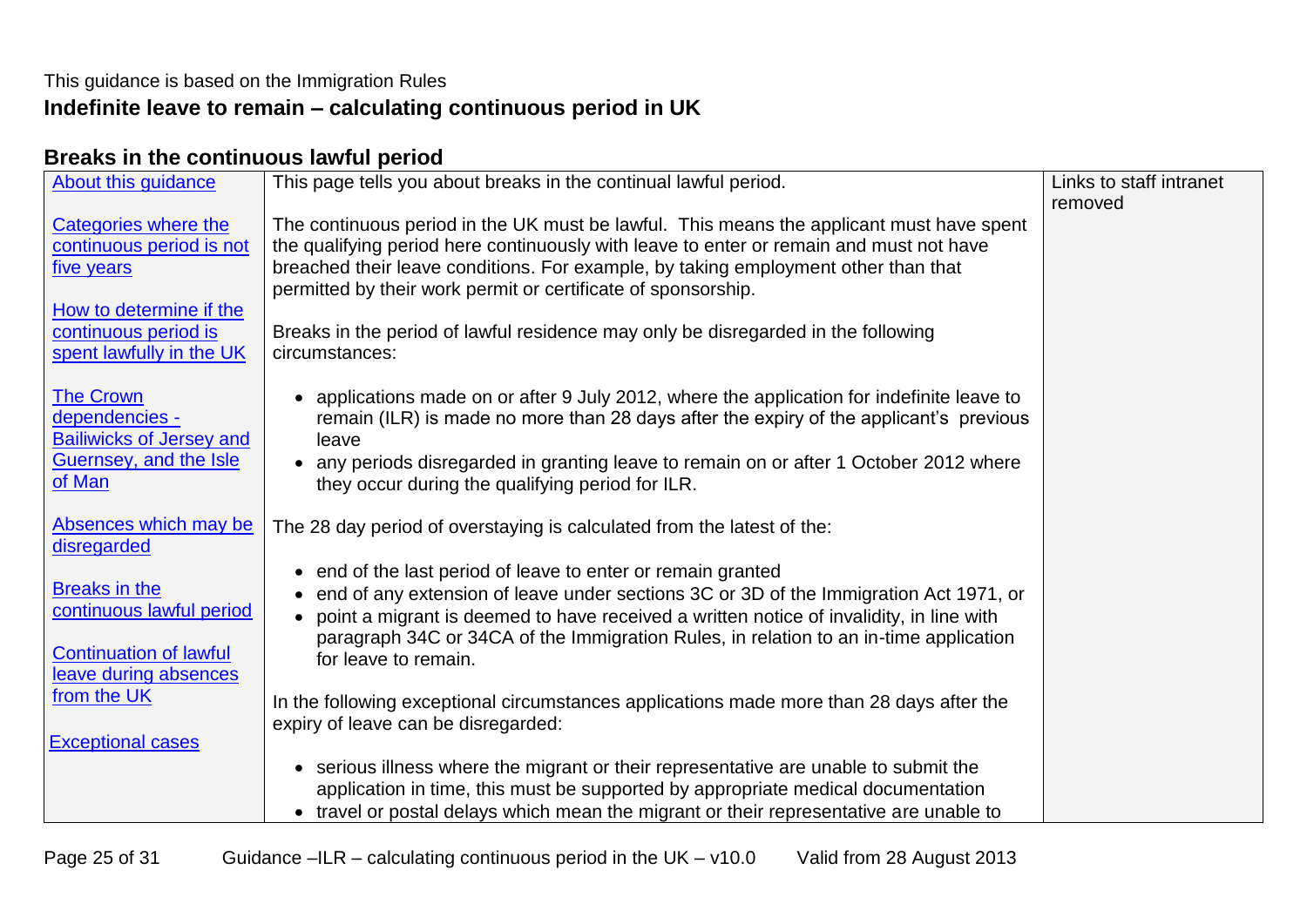This guidance is based on the Immigration Rules

**Indefinite leave to remain – calculating continuous period in UK**

## Breaks in the continuous lawful period

| | | |
|---|---|---|
| About this guidance<br><br>Categories where the continuous period is not five years<br><br>How to determine if the continuous period is spent lawfully in the UK<br><br>The Crown dependencies - Bailiwicks of Jersey and Guernsey, and the Isle of Man<br><br>Absences which may be disregarded<br><br>Breaks in the continuous lawful period<br><br>Continuation of lawful leave during absences from the UK<br><br>Exceptional cases | This page tells you about breaks in the continual lawful period.<br><br>The continuous period in the UK must be lawful. This means the applicant must have spent the qualifying period here continuously with leave to enter or remain and must not have breached their leave conditions. For example, by taking employment other than that permitted by their work permit or certificate of sponsorship.<br><br>Breaks in the period of lawful residence may only be disregarded in the following circumstances:<br><br>• applications made on or after 9 July 2012, where the application for indefinite leave to remain (ILR) is made no more than 28 days after the expiry of the applicant's previous leave<br>• any periods disregarded in granting leave to remain on or after 1 October 2012 where they occur during the qualifying period for ILR.<br><br>The 28 day period of overstaying is calculated from the latest of the:<br><br>• end of the last period of leave to enter or remain granted<br>• end of any extension of leave under sections 3C or 3D of the Immigration Act 1971, or<br>• point a migrant is deemed to have received a written notice of invalidity, in line with paragraph 34C or 34CA of the Immigration Rules, in relation to an in-time application for leave to remain.<br><br>In the following exceptional circumstances applications made more than 28 days after the expiry of leave can be disregarded:<br><br>• serious illness where the migrant or their representative are unable to submit the application in time, this must be supported by appropriate medical documentation<br>• travel or postal delays which mean the migrant or their representative are unable to | Links to staff intranet removed |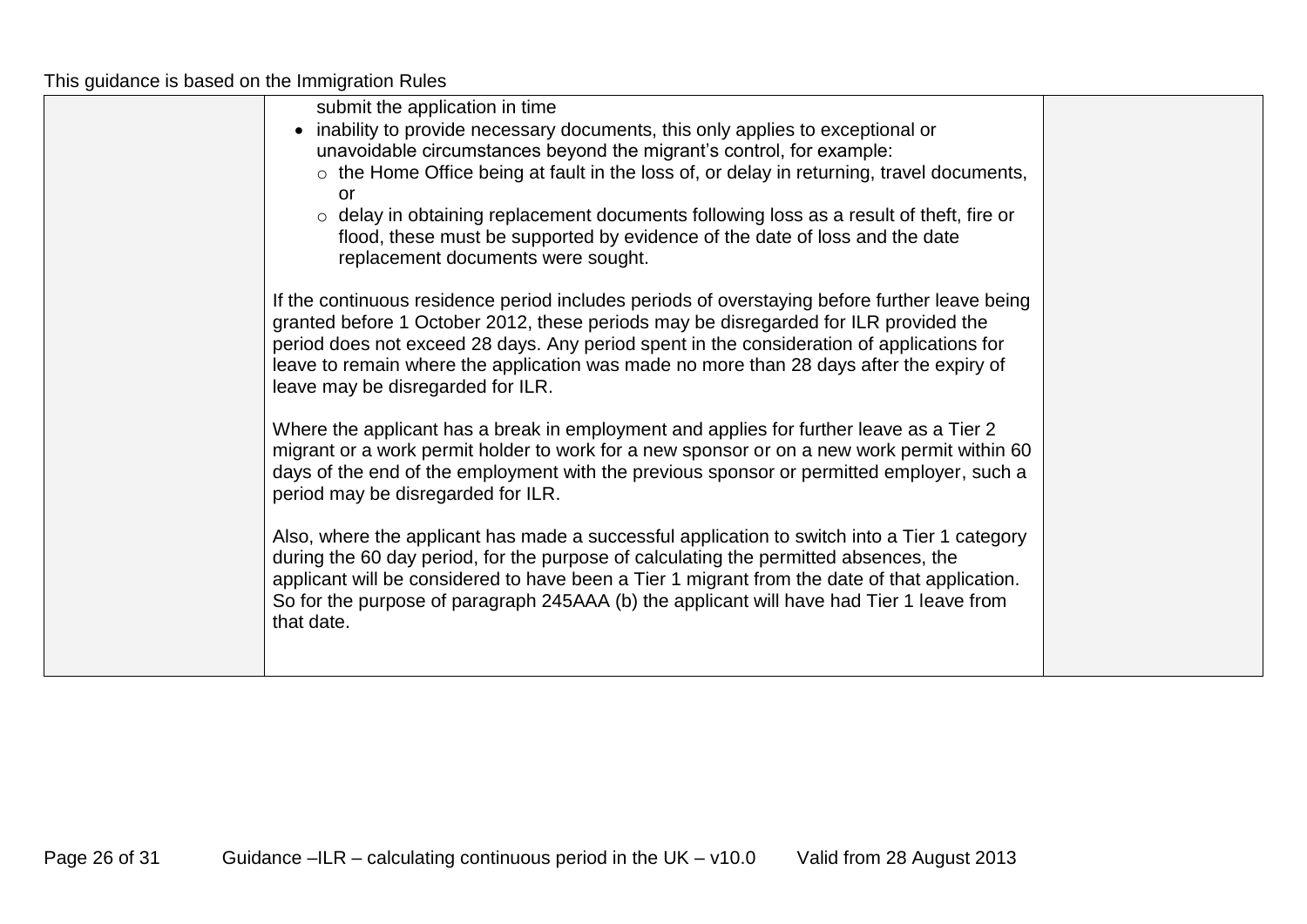| | | |
|---|---|---|
| | submit the application in time<br>• inability to provide necessary documents, this only applies to exceptional or unavoidable circumstances beyond the migrant's control, for example:<br>  ○ the Home Office being at fault in the loss of, or delay in returning, travel documents, or<br>  ○ delay in obtaining replacement documents following loss as a result of theft, fire or flood, these must be supported by evidence of the date of loss and the date replacement documents were sought.<br><br>If the continuous residence period includes periods of overstaying before further leave being granted before 1 October 2012, these periods may be disregarded for ILR provided the period does not exceed 28 days. Any period spent in the consideration of applications for leave to remain where the application was made no more than 28 days after the expiry of leave may be disregarded for ILR.<br><br>Where the applicant has a break in employment and applies for further leave as a Tier 2 migrant or a work permit holder to work for a new sponsor or on a new work permit within 60 days of the end of the employment with the previous sponsor or permitted employer, such a period may be disregarded for ILR.<br><br>Also, where the applicant has made a successful application to switch into a Tier 1 category during the 60 day period, for the purpose of calculating the permitted absences, the applicant will be considered to have been a Tier 1 migrant from the date of that application. So for the purpose of paragraph 245AAA (b) the applicant will have had Tier 1 leave from that date. | |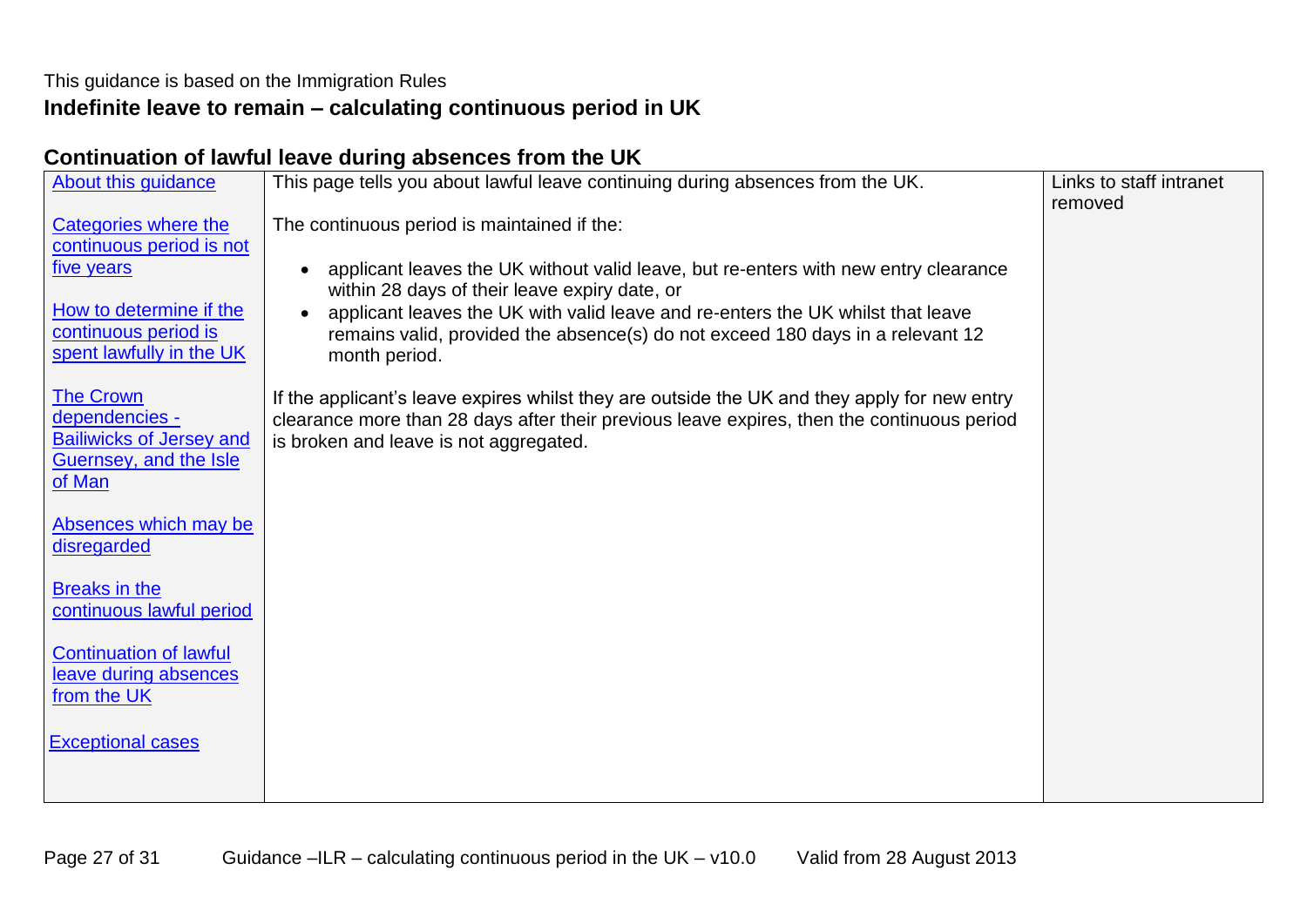This guidance is based on the Immigration Rules

**Indefinite leave to remain – calculating continuous period in UK**

## Continuation of lawful leave during absences from the UK

| | | |
|---|---|---|
| About this guidance<br><br>Categories where the continuous period is not five years<br><br>How to determine if the continuous period is spent lawfully in the UK<br><br>The Crown dependencies - Bailiwicks of Jersey and Guernsey, and the Isle of Man<br><br>Absences which may be disregarded<br><br>Breaks in the continuous lawful period<br><br>Continuation of lawful leave during absences from the UK<br><br>Exceptional cases | This page tells you about lawful leave continuing during absences from the UK.<br><br>The continuous period is maintained if the:<br><br>• applicant leaves the UK without valid leave, but re-enters with new entry clearance within 28 days of their leave expiry date, or<br>• applicant leaves the UK with valid leave and re-enters the UK whilst that leave remains valid, provided the absence(s) do not exceed 180 days in a relevant 12 month period.<br><br>If the applicant's leave expires whilst they are outside the UK and they apply for new entry clearance more than 28 days after their previous leave expires, then the continuous period is broken and leave is not aggregated. | Links to staff intranet removed |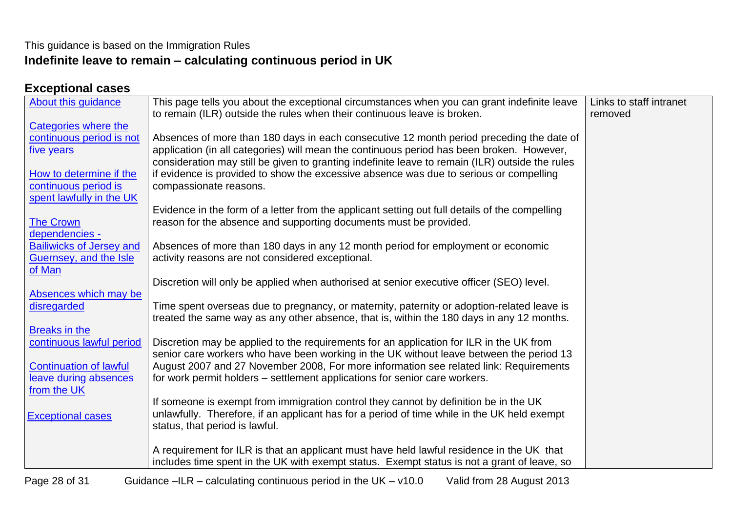This guidance is based on the Immigration Rules

## Indefinite leave to remain – calculating continuous period in UK

### Exceptional cases

| | | |
|---|---|---|
| About this guidance<br><br>Categories where the continuous period is not five years<br><br>How to determine if the continuous period is spent lawfully in the UK<br><br>The Crown dependencies - Bailiwicks of Jersey and Guernsey, and the Isle of Man<br><br>Absences which may be disregarded<br><br>Breaks in the continuous lawful period<br><br>Continuation of lawful leave during absences from the UK<br><br>Exceptional cases | This page tells you about the exceptional circumstances when you can grant indefinite leave to remain (ILR) outside the rules when their continuous leave is broken.<br><br>Absences of more than 180 days in each consecutive 12 month period preceding the date of application (in all categories) will mean the continuous period has been broken. However, consideration may still be given to granting indefinite leave to remain (ILR) outside the rules if evidence is provided to show the excessive absence was due to serious or compelling compassionate reasons.<br><br>Evidence in the form of a letter from the applicant setting out full details of the compelling reason for the absence and supporting documents must be provided.<br><br>Absences of more than 180 days in any 12 month period for employment or economic activity reasons are not considered exceptional.<br><br>Discretion will only be applied when authorised at senior executive officer (SEO) level.<br><br>Time spent overseas due to pregnancy, or maternity, paternity or adoption-related leave is treated the same way as any other absence, that is, within the 180 days in any 12 months.<br><br>Discretion may be applied to the requirements for an application for ILR in the UK from senior care workers who have been working in the UK without leave between the period 13 August 2007 and 27 November 2008, For more information see related link: Requirements for work permit holders – settlement applications for senior care workers.<br><br>If someone is exempt from immigration control they cannot by definition be in the UK unlawfully. Therefore, if an applicant has for a period of time while in the UK held exempt status, that period is lawful.<br><br>A requirement for ILR is that an applicant must have held lawful residence in the UK that includes time spent in the UK with exempt status. Exempt status is not a grant of leave, so | Links to staff intranet removed |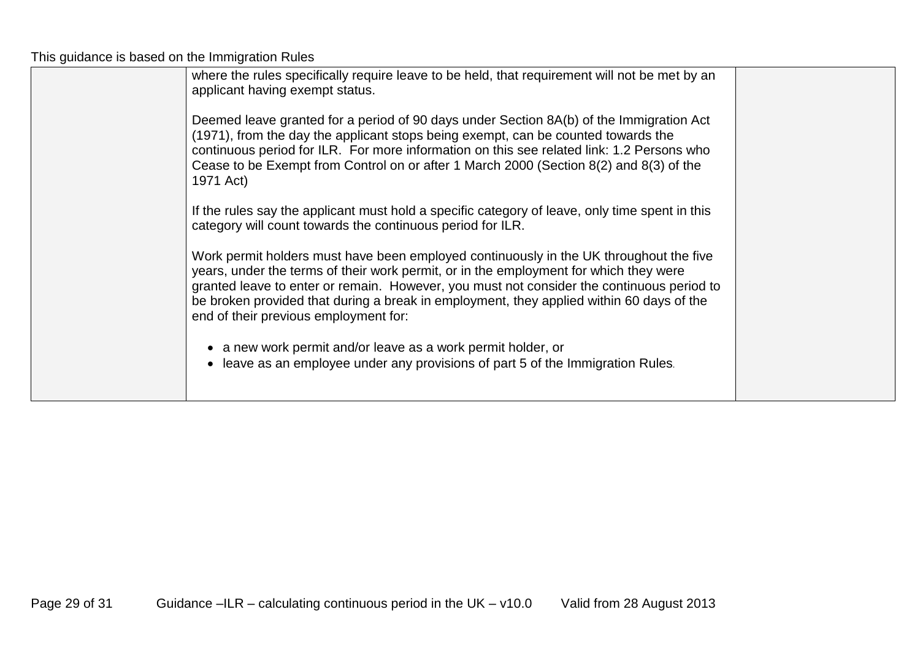| | | |
|---|---|---|
| | where the rules specifically require leave to be held, that requirement will not be met by an applicant having exempt status.<br><br>Deemed leave granted for a period of 90 days under Section 8A(b) of the Immigration Act (1971), from the day the applicant stops being exempt, can be counted towards the continuous period for ILR. For more information on this see related link: 1.2 Persons who Cease to be Exempt from Control on or after 1 March 2000 (Section 8(2) and 8(3) of the 1971 Act)<br><br>If the rules say the applicant must hold a specific category of leave, only time spent in this category will count towards the continuous period for ILR.<br><br>Work permit holders must have been employed continuously in the UK throughout the five years, under the terms of their work permit, or in the employment for which they were granted leave to enter or remain. However, you must not consider the continuous period to be broken provided that during a break in employment, they applied within 60 days of the end of their previous employment for:<br><br>• a new work permit and/or leave as a work permit holder, or<br>• leave as an employee under any provisions of part 5 of the Immigration Rules. | |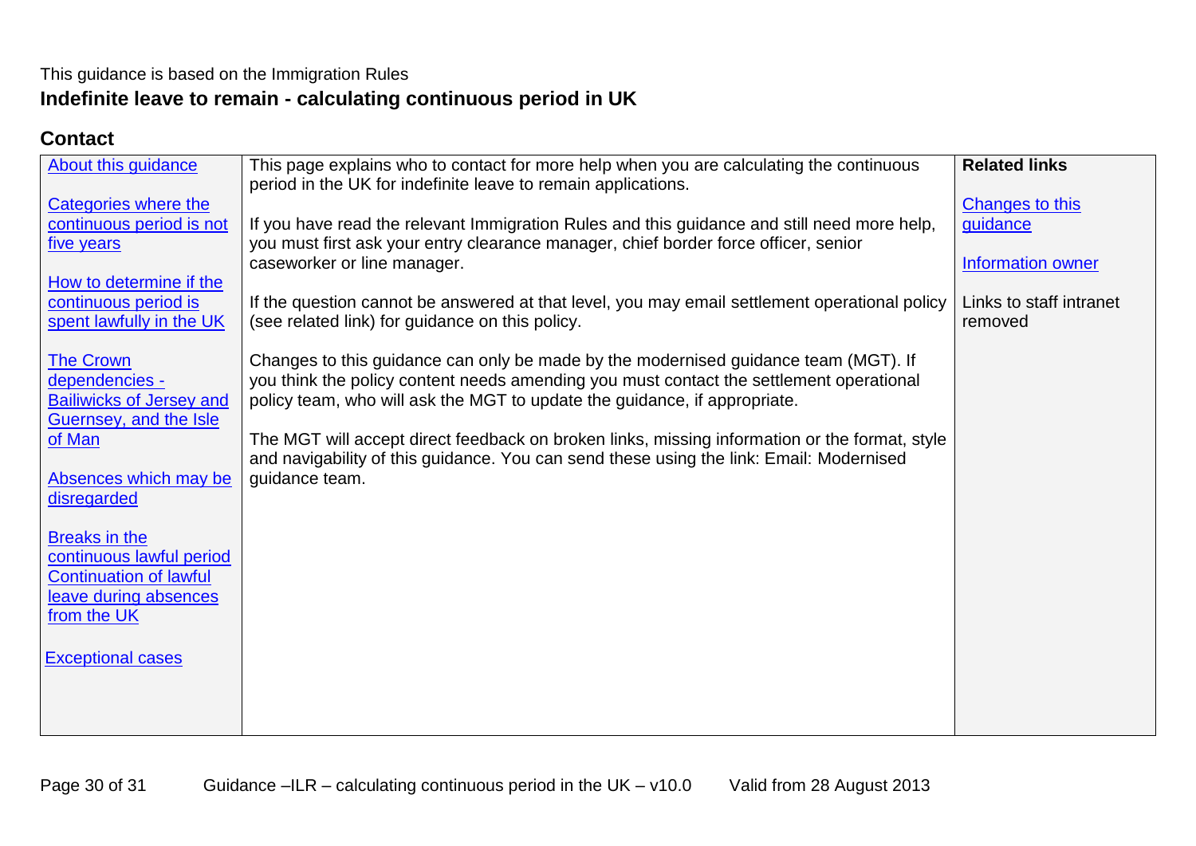This guidance is based on the Immigration Rules

# Indefinite leave to remain - calculating continuous period in UK

## Contact

| | | |
|---|---|---|
| About this guidance<br><br>Categories where the continuous period is not five years<br><br>How to determine if the continuous period is spent lawfully in the UK<br><br>The Crown dependencies - Bailiwicks of Jersey and Guernsey, and the Isle of Man<br><br>Absences which may be disregarded<br><br>Breaks in the continuous lawful period<br>Continuation of lawful leave during absences from the UK<br><br>Exceptional cases | This page explains who to contact for more help when you are calculating the continuous period in the UK for indefinite leave to remain applications.<br><br>If you have read the relevant Immigration Rules and this guidance and still need more help, you must first ask your entry clearance manager, chief border force officer, senior caseworker or line manager.<br><br>If the question cannot be answered at that level, you may email settlement operational policy (see related link) for guidance on this policy.<br><br>Changes to this guidance can only be made by the modernised guidance team (MGT). If you think the policy content needs amending you must contact the settlement operational policy team, who will ask the MGT to update the guidance, if appropriate.<br><br>The MGT will accept direct feedback on broken links, missing information or the format, style and navigability of this guidance. You can send these using the link: Email: Modernised guidance team. | **Related links**<br><br>Changes to this guidance<br><br>Information owner<br><br>Links to staff intranet removed |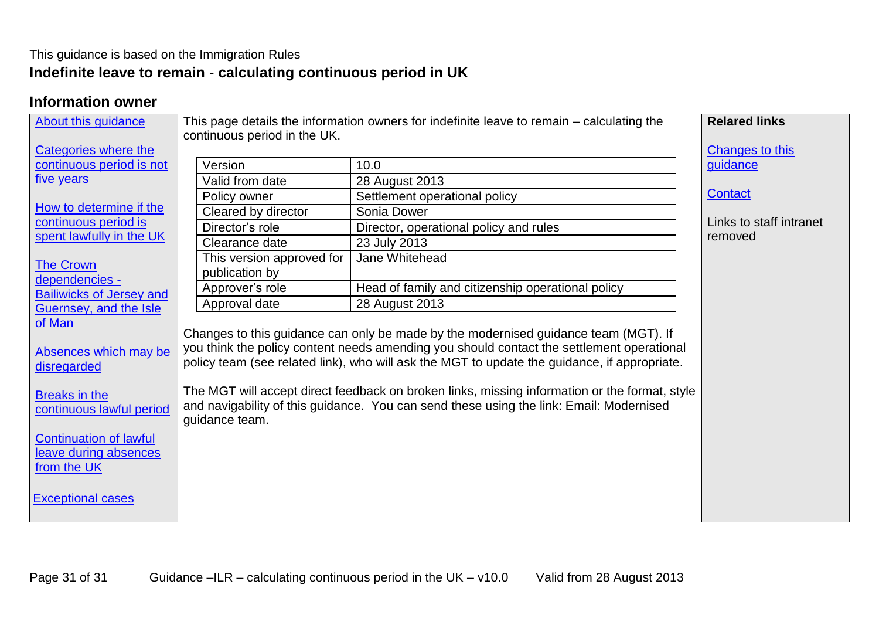This guidance is based on the Immigration Rules

# Indefinite leave to remain - calculating continuous period in UK

## Information owner

About this guidance

Categories where the continuous period is not five years

How to determine if the continuous period is spent lawfully in the UK

The Crown dependencies - Bailiwicks of Jersey and Guernsey, and the Isle of Man

Absences which may be disregarded

Breaks in the continuous lawful period

Continuation of lawful leave during absences from the UK

Exceptional cases

This page details the information owners for indefinite leave to remain – calculating the continuous period in the UK.

| | |
|---|---|
| Version | 10.0 |
| Valid from date | 28 August 2013 |
| Policy owner | Settlement operational policy |
| Cleared by director | Sonia Dower |
| Director's role | Director, operational policy and rules |
| Clearance date | 23 July 2013 |
| This version approved for publication by | Jane Whitehead |
| Approver's role | Head of family and citizenship operational policy |
| Approval date | 28 August 2013 |

Changes to this guidance can only be made by the modernised guidance team (MGT). If you think the policy content needs amending you should contact the settlement operational policy team (see related link), who will ask the MGT to update the guidance, if appropriate.

The MGT will accept direct feedback on broken links, missing information or the format, style and navigability of this guidance. You can send these using the link: Email: Modernised guidance team.

**Relared links**

Changes to this guidance

Contact

Links to staff intranet removed